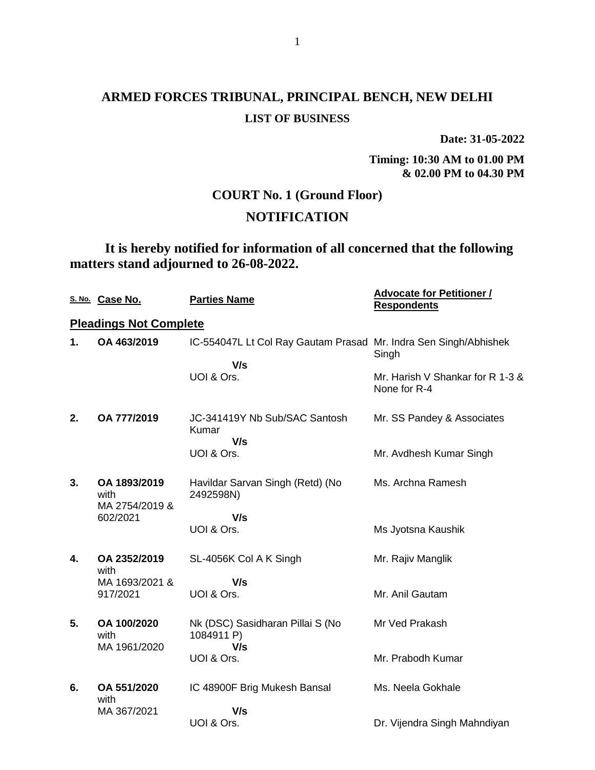# ARMED FORCES TRIBUNAL, PRINCIPAL BENCH, NEW DELHI

**LIST OF BUSINESS**

**Date: 31-05-2022**

**Timing: 10:30 AM to 01.00 PM & 02.00 PM to 04.30 PM**

## COURT No. 1 (Ground Floor)

## NOTIFICATION

**It is hereby notified for information of all concerned that the following matters stand adjourned to 26-08-2022.**

| S. No. | Case No. | Parties Name | Advocate for Petitioner / Respondents |
|---|---|---|---|
| **Pleadings Not Complete** | | | |
| **1.** | **OA 463/2019** | IC-554047L Lt Col Ray Gautam Prasad<br>**V/s**<br>UOI & Ors. | Mr. Indra Sen Singh/Abhishek Singh<br>Mr. Harish V Shankar for R 1-3 & None for R-4 |
| **2.** | **OA 777/2019** | JC-341419Y Nb Sub/SAC Santosh Kumar<br>**V/s**<br>UOI & Ors. | Mr. SS Pandey & Associates<br>Mr. Avdhesh Kumar Singh |
| **3.** | **OA 1893/2019** with MA 2754/2019 & 602/2021 | Havildar Sarvan Singh (Retd) (No 2492598N)<br>**V/s**<br>UOI & Ors. | Ms. Archna Ramesh<br>Ms Jyotsna Kaushik |
| **4.** | **OA 2352/2019** with MA 1693/2021 & 917/2021 | SL-4056K Col A K Singh<br>**V/s**<br>UOI & Ors. | Mr. Rajiv Manglik<br>Mr. Anil Gautam |
| **5.** | **OA 100/2020** with MA 1961/2020 | Nk (DSC) Sasidharan Pillai S (No 1084911 P)<br>**V/s**<br>UOI & Ors. | Mr Ved Prakash<br>Mr. Prabodh Kumar |
| **6.** | **OA 551/2020** with MA 367/2021 | IC 48900F Brig Mukesh Bansal<br>**V/s**<br>UOI & Ors. | Ms. Neela Gokhale<br>Dr. Vijendra Singh Mahndiyan |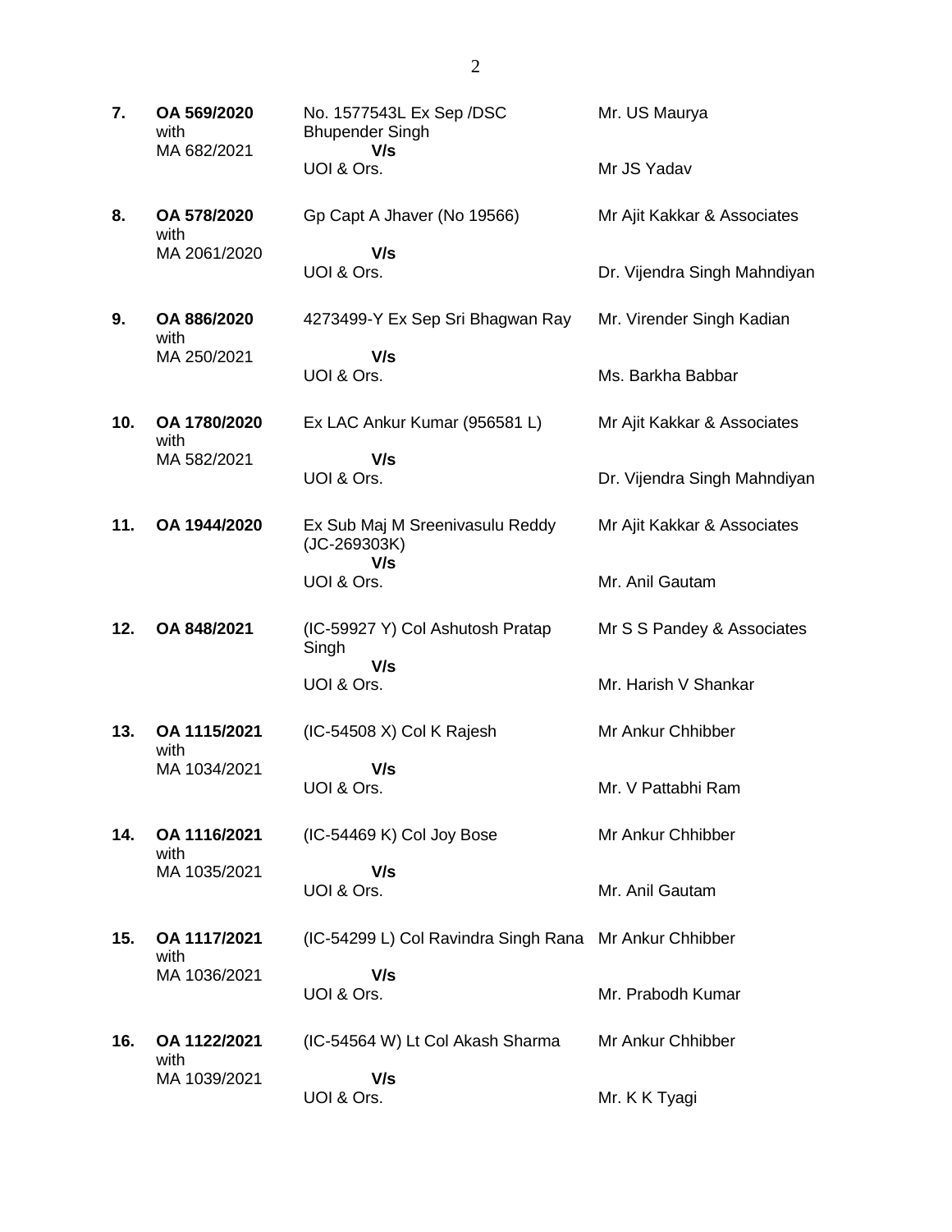| | | | |
|---|---|---|---|
| **7.** | **OA 569/2020** with MA 682/2021 | No. 1577543L Ex Sep /DSC Bhupender Singh **V/s** UOI & Ors. | Mr. US Maurya<br>Mr JS Yadav |
| **8.** | **OA 578/2020** with MA 2061/2020 | Gp Capt A Jhaver (No 19566) **V/s** UOI & Ors. | Mr Ajit Kakkar & Associates<br>Dr. Vijendra Singh Mahndiyan |
| **9.** | **OA 886/2020** with MA 250/2021 | 4273499-Y Ex Sep Sri Bhagwan Ray **V/s** UOI & Ors. | Mr. Virender Singh Kadian<br>Ms. Barkha Babbar |
| **10.** | **OA 1780/2020** with MA 582/2021 | Ex LAC Ankur Kumar (956581 L) **V/s** UOI & Ors. | Mr Ajit Kakkar & Associates<br>Dr. Vijendra Singh Mahndiyan |
| **11.** | **OA 1944/2020** | Ex Sub Maj M Sreenivasulu Reddy (JC-269303K) **V/s** UOI & Ors. | Mr Ajit Kakkar & Associates<br>Mr. Anil Gautam |
| **12.** | **OA 848/2021** | (IC-59927 Y) Col Ashutosh Pratap Singh **V/s** UOI & Ors. | Mr S S Pandey & Associates<br>Mr. Harish V Shankar |
| **13.** | **OA 1115/2021** with MA 1034/2021 | (IC-54508 X) Col K Rajesh **V/s** UOI & Ors. | Mr Ankur Chhibber<br>Mr. V Pattabhi Ram |
| **14.** | **OA 1116/2021** with MA 1035/2021 | (IC-54469 K) Col Joy Bose **V/s** UOI & Ors. | Mr Ankur Chhibber<br>Mr. Anil Gautam |
| **15.** | **OA 1117/2021** with MA 1036/2021 | (IC-54299 L) Col Ravindra Singh Rana **V/s** UOI & Ors. | Mr Ankur Chhibber<br>Mr. Prabodh Kumar |
| **16.** | **OA 1122/2021** with MA 1039/2021 | (IC-54564 W) Lt Col Akash Sharma **V/s** UOI & Ors. | Mr Ankur Chhibber<br>Mr. K K Tyagi |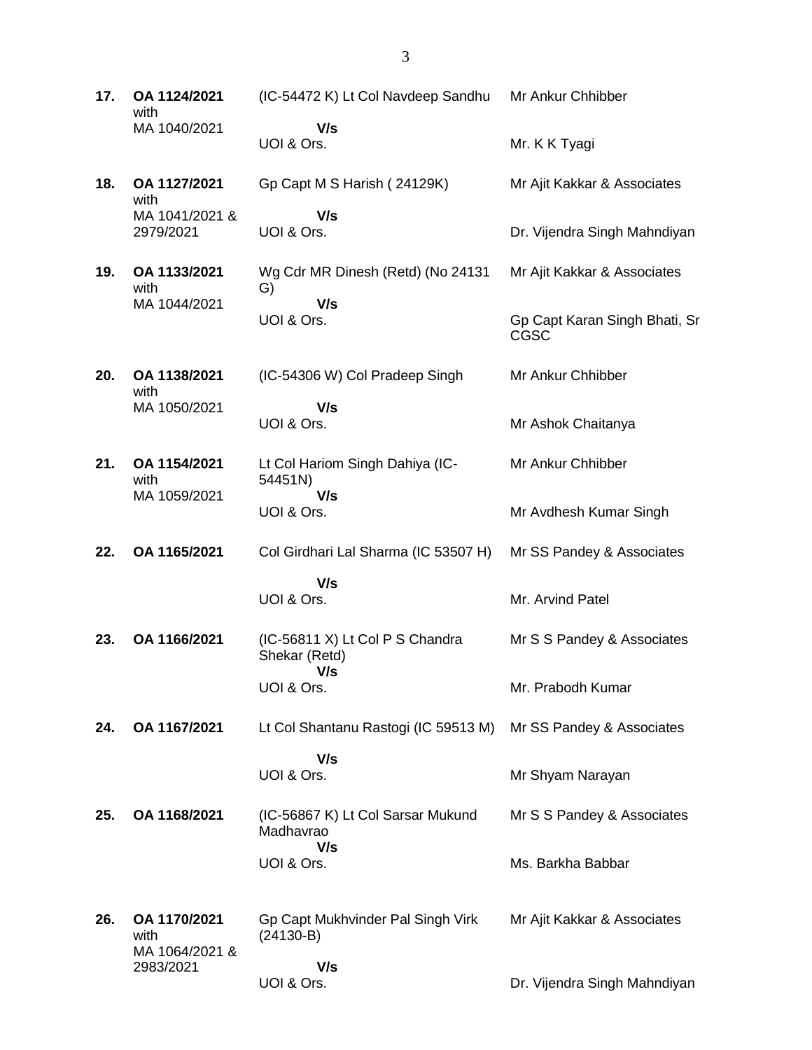| | | | |
|---|---|---|---|
| **17.** | **OA 1124/2021** with MA 1040/2021 | (IC-54472 K) Lt Col Navdeep Sandhu **V/s** UOI & Ors. | Mr Ankur Chhibber<br><br>Mr. K K Tyagi |
| **18.** | **OA 1127/2021** with MA 1041/2021 & 2979/2021 | Gp Capt M S Harish ( 24129K) **V/s** UOI & Ors. | Mr Ajit Kakkar & Associates<br><br>Dr. Vijendra Singh Mahndiyan |
| **19.** | **OA 1133/2021** with MA 1044/2021 | Wg Cdr MR Dinesh (Retd) (No 24131 G) **V/s** UOI & Ors. | Mr Ajit Kakkar & Associates<br><br>Gp Capt Karan Singh Bhati, Sr CGSC |
| **20.** | **OA 1138/2021** with MA 1050/2021 | (IC-54306 W) Col Pradeep Singh **V/s** UOI & Ors. | Mr Ankur Chhibber<br><br>Mr Ashok Chaitanya |
| **21.** | **OA 1154/2021** with MA 1059/2021 | Lt Col Hariom Singh Dahiya (IC-54451N) **V/s** UOI & Ors. | Mr Ankur Chhibber<br><br>Mr Avdhesh Kumar Singh |
| **22.** | **OA 1165/2021** | Col Girdhari Lal Sharma (IC 53507 H) **V/s** UOI & Ors. | Mr SS Pandey & Associates<br><br>Mr. Arvind Patel |
| **23.** | **OA 1166/2021** | (IC-56811 X) Lt Col P S Chandra Shekar (Retd) **V/s** UOI & Ors. | Mr S S Pandey & Associates<br><br>Mr. Prabodh Kumar |
| **24.** | **OA 1167/2021** | Lt Col Shantanu Rastogi (IC 59513 M) **V/s** UOI & Ors. | Mr SS Pandey & Associates<br><br>Mr Shyam Narayan |
| **25.** | **OA 1168/2021** | (IC-56867 K) Lt Col Sarsar Mukund Madhavrao **V/s** UOI & Ors. | Mr S S Pandey & Associates<br><br>Ms. Barkha Babbar |
| **26.** | **OA 1170/2021** with MA 1064/2021 & 2983/2021 | Gp Capt Mukhvinder Pal Singh Virk (24130-B) **V/s** UOI & Ors. | Mr Ajit Kakkar & Associates<br><br>Dr. Vijendra Singh Mahndiyan |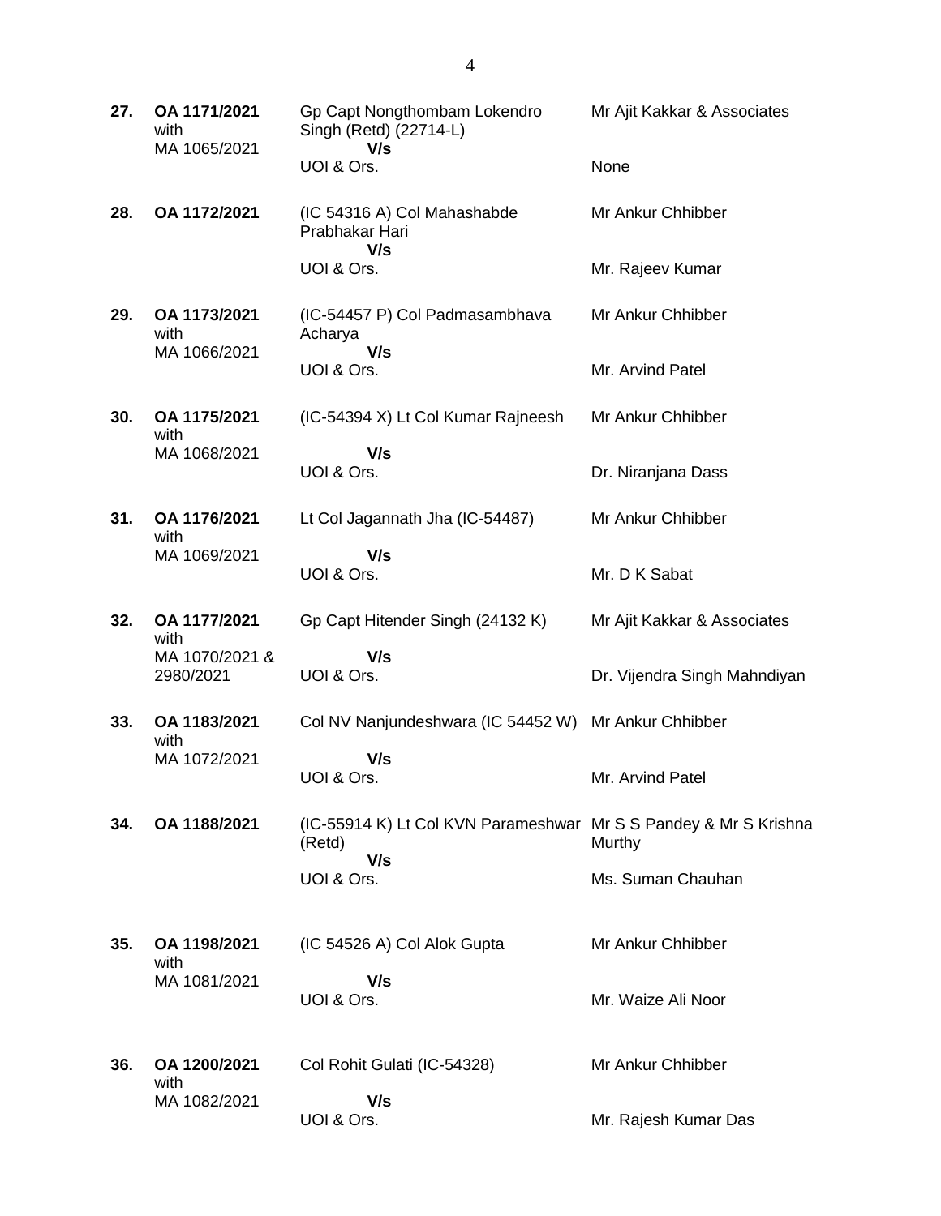| | | | |
|---|---|---|---|
| **27.** | **OA 1171/2021** with MA 1065/2021 | Gp Capt Nongthombam Lokendro Singh (Retd) (22714-L) **V/s** UOI & Ors. | Mr Ajit Kakkar & Associates<br><br>None |
| **28.** | **OA 1172/2021** | (IC 54316 A) Col Mahashabde Prabhakar Hari **V/s** UOI & Ors. | Mr Ankur Chhibber<br><br>Mr. Rajeev Kumar |
| **29.** | **OA 1173/2021** with MA 1066/2021 | (IC-54457 P) Col Padmasambhava Acharya **V/s** UOI & Ors. | Mr Ankur Chhibber<br><br>Mr. Arvind Patel |
| **30.** | **OA 1175/2021** with MA 1068/2021 | (IC-54394 X) Lt Col Kumar Rajneesh **V/s** UOI & Ors. | Mr Ankur Chhibber<br><br>Dr. Niranjana Dass |
| **31.** | **OA 1176/2021** with MA 1069/2021 | Lt Col Jagannath Jha (IC-54487) **V/s** UOI & Ors. | Mr Ankur Chhibber<br><br>Mr. D K Sabat |
| **32.** | **OA 1177/2021** with MA 1070/2021 & 2980/2021 | Gp Capt Hitender Singh (24132 K) **V/s** UOI & Ors. | Mr Ajit Kakkar & Associates<br><br>Dr. Vijendra Singh Mahndiyan |
| **33.** | **OA 1183/2021** with MA 1072/2021 | Col NV Nanjundeshwara (IC 54452 W) **V/s** UOI & Ors. | Mr Ankur Chhibber<br><br>Mr. Arvind Patel |
| **34.** | **OA 1188/2021** | (IC-55914 K) Lt Col KVN Parameshwar (Retd) **V/s** UOI & Ors. | Mr S S Pandey & Mr S Krishna Murthy<br><br>Ms. Suman Chauhan |
| **35.** | **OA 1198/2021** with MA 1081/2021 | (IC 54526 A) Col Alok Gupta **V/s** UOI & Ors. | Mr Ankur Chhibber<br><br>Mr. Waize Ali Noor |
| **36.** | **OA 1200/2021** with MA 1082/2021 | Col Rohit Gulati (IC-54328) **V/s** UOI & Ors. | Mr Ankur Chhibber<br><br>Mr. Rajesh Kumar Das |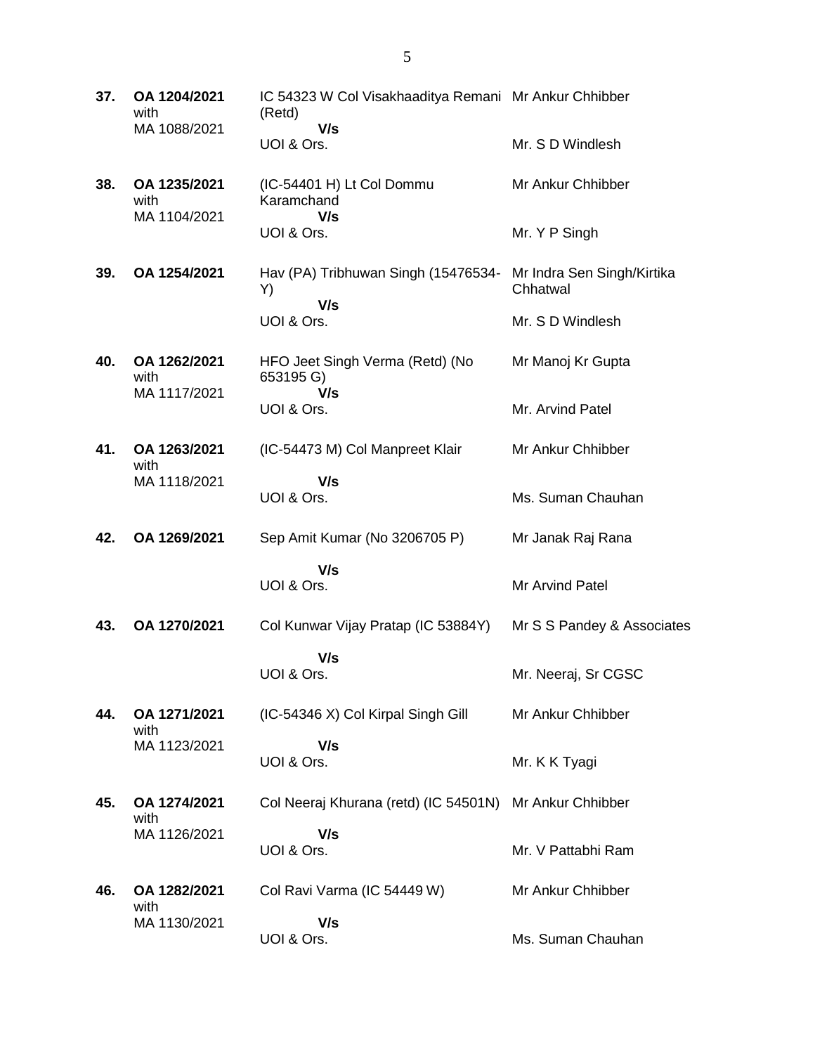| | | | |
|---|---|---|---|
| **37.** | **OA 1204/2021** with MA 1088/2021 | IC 54323 W Col Visakhaaditya Remani (Retd) **V/s** UOI & Ors. | Mr Ankur Chhibber<br><br>Mr. S D Windlesh |
| **38.** | **OA 1235/2021** with MA 1104/2021 | (IC-54401 H) Lt Col Dommu Karamchand **V/s** UOI & Ors. | Mr Ankur Chhibber<br><br>Mr. Y P Singh |
| **39.** | **OA 1254/2021** | Hav (PA) Tribhuwan Singh (15476534-Y) **V/s** UOI & Ors. | Mr Indra Sen Singh/Kirtika Chhatwal<br><br>Mr. S D Windlesh |
| **40.** | **OA 1262/2021** with MA 1117/2021 | HFO Jeet Singh Verma (Retd) (No 653195 G) **V/s** UOI & Ors. | Mr Manoj Kr Gupta<br><br>Mr. Arvind Patel |
| **41.** | **OA 1263/2021** with MA 1118/2021 | (IC-54473 M) Col Manpreet Klair **V/s** UOI & Ors. | Mr Ankur Chhibber<br><br>Ms. Suman Chauhan |
| **42.** | **OA 1269/2021** | Sep Amit Kumar (No 3206705 P) **V/s** UOI & Ors. | Mr Janak Raj Rana<br><br>Mr Arvind Patel |
| **43.** | **OA 1270/2021** | Col Kunwar Vijay Pratap (IC 53884Y) **V/s** UOI & Ors. | Mr S S Pandey & Associates<br><br>Mr. Neeraj, Sr CGSC |
| **44.** | **OA 1271/2021** with MA 1123/2021 | (IC-54346 X) Col Kirpal Singh Gill **V/s** UOI & Ors. | Mr Ankur Chhibber<br><br>Mr. K K Tyagi |
| **45.** | **OA 1274/2021** with MA 1126/2021 | Col Neeraj Khurana (retd) (IC 54501N) **V/s** UOI & Ors. | Mr Ankur Chhibber<br><br>Mr. V Pattabhi Ram |
| **46.** | **OA 1282/2021** with MA 1130/2021 | Col Ravi Varma (IC 54449 W) **V/s** UOI & Ors. | Mr Ankur Chhibber<br><br>Ms. Suman Chauhan |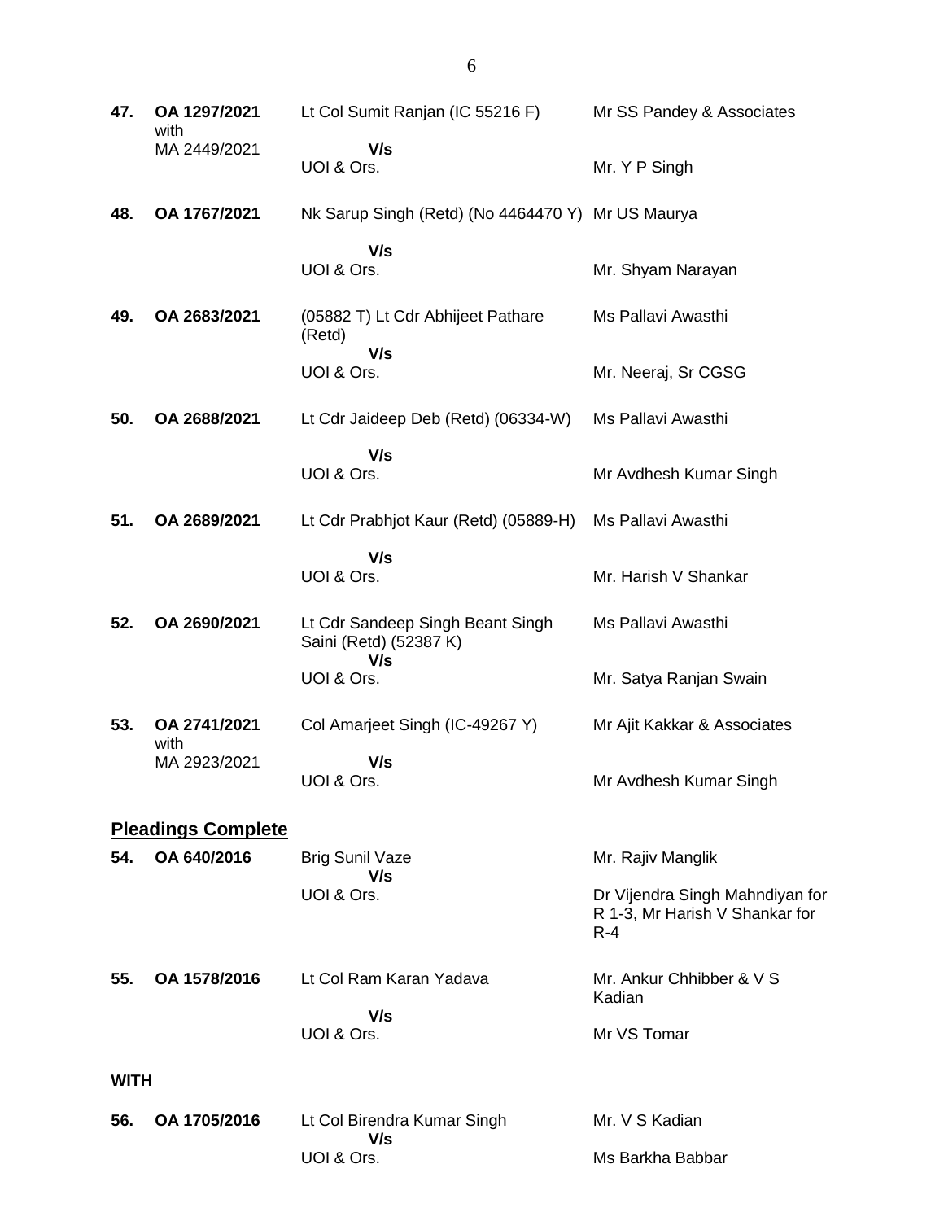| | | | |
|---|---|---|---|
| **47.** | **OA 1297/2021** with MA 2449/2021 | Lt Col Sumit Ranjan (IC 55216 F) **V/s** UOI & Ors. | Mr SS Pandey & Associates<br>Mr. Y P Singh |
| **48.** | **OA 1767/2021** | Nk Sarup Singh (Retd) (No 4464470 Y) **V/s** UOI & Ors. | Mr US Maurya<br>Mr. Shyam Narayan |
| **49.** | **OA 2683/2021** | (05882 T) Lt Cdr Abhijeet Pathare (Retd) **V/s** UOI & Ors. | Ms Pallavi Awasthi<br>Mr. Neeraj, Sr CGSG |
| **50.** | **OA 2688/2021** | Lt Cdr Jaideep Deb (Retd) (06334-W) **V/s** UOI & Ors. | Ms Pallavi Awasthi<br>Mr Avdhesh Kumar Singh |
| **51.** | **OA 2689/2021** | Lt Cdr Prabhjot Kaur (Retd) (05889-H) **V/s** UOI & Ors. | Ms Pallavi Awasthi<br>Mr. Harish V Shankar |
| **52.** | **OA 2690/2021** | Lt Cdr Sandeep Singh Beant Singh Saini (Retd) (52387 K) **V/s** UOI & Ors. | Ms Pallavi Awasthi<br>Mr. Satya Ranjan Swain |
| **53.** | **OA 2741/2021** with MA 2923/2021 | Col Amarjeet Singh (IC-49267 Y) **V/s** UOI & Ors. | Mr Ajit Kakkar & Associates<br>Mr Avdhesh Kumar Singh |

## **Pleadings Complete**

| | | | |
|---|---|---|---|
| **54.** | **OA 640/2016** | Brig Sunil Vaze **V/s** UOI & Ors. | Mr. Rajiv Manglik<br>Dr Vijendra Singh Mahndiyan for R 1-3, Mr Harish V Shankar for R-4 |
| **55.** | **OA 1578/2016** | Lt Col Ram Karan Yadava **V/s** UOI & Ors. | Mr. Ankur Chhibber & V S Kadian<br>Mr VS Tomar |

**WITH**

| | | | |
|---|---|---|---|
| **56.** | **OA 1705/2016** | Lt Col Birendra Kumar Singh **V/s** UOI & Ors. | Mr. V S Kadian<br>Ms Barkha Babbar |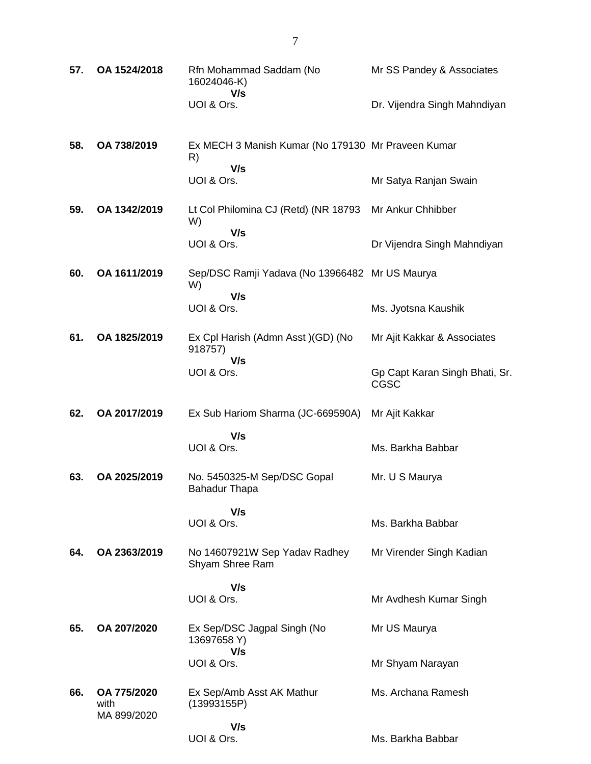| | | | |
|---|---|---|---|
| **57.** | **OA 1524/2018** | Rfn Mohammad Saddam (No 16024046-K) **V/s** UOI & Ors. | Mr SS Pandey & Associates <br> Dr. Vijendra Singh Mahndiyan |
| **58.** | **OA 738/2019** | Ex MECH 3 Manish Kumar (No 179130 R) **V/s** UOI & Ors. | Mr Praveen Kumar <br> Mr Satya Ranjan Swain |
| **59.** | **OA 1342/2019** | Lt Col Philomina CJ (Retd) (NR 18793 W) **V/s** UOI & Ors. | Mr Ankur Chhibber <br> Dr Vijendra Singh Mahndiyan |
| **60.** | **OA 1611/2019** | Sep/DSC Ramji Yadava (No 13966482 W) **V/s** UOI & Ors. | Mr US Maurya <br> Ms. Jyotsna Kaushik |
| **61.** | **OA 1825/2019** | Ex Cpl Harish (Admn Asst )(GD) (No 918757) **V/s** UOI & Ors. | Mr Ajit Kakkar & Associates <br> Gp Capt Karan Singh Bhati, Sr. CGSC |
| **62.** | **OA 2017/2019** | Ex Sub Hariom Sharma (JC-669590A) **V/s** UOI & Ors. | Mr Ajit Kakkar <br> Ms. Barkha Babbar |
| **63.** | **OA 2025/2019** | No. 5450325-M Sep/DSC Gopal Bahadur Thapa **V/s** UOI & Ors. | Mr. U S Maurya <br> Ms. Barkha Babbar |
| **64.** | **OA 2363/2019** | No 14607921W Sep Yadav Radhey Shyam Shree Ram **V/s** UOI & Ors. | Mr Virender Singh Kadian <br> Mr Avdhesh Kumar Singh |
| **65.** | **OA 207/2020** | Ex Sep/DSC Jagpal Singh (No 13697658 Y) **V/s** UOI & Ors. | Mr US Maurya <br> Mr Shyam Narayan |
| **66.** | **OA 775/2020** with MA 899/2020 | Ex Sep/Amb Asst AK Mathur (13993155P) **V/s** UOI & Ors. | Ms. Archana Ramesh <br> Ms. Barkha Babbar |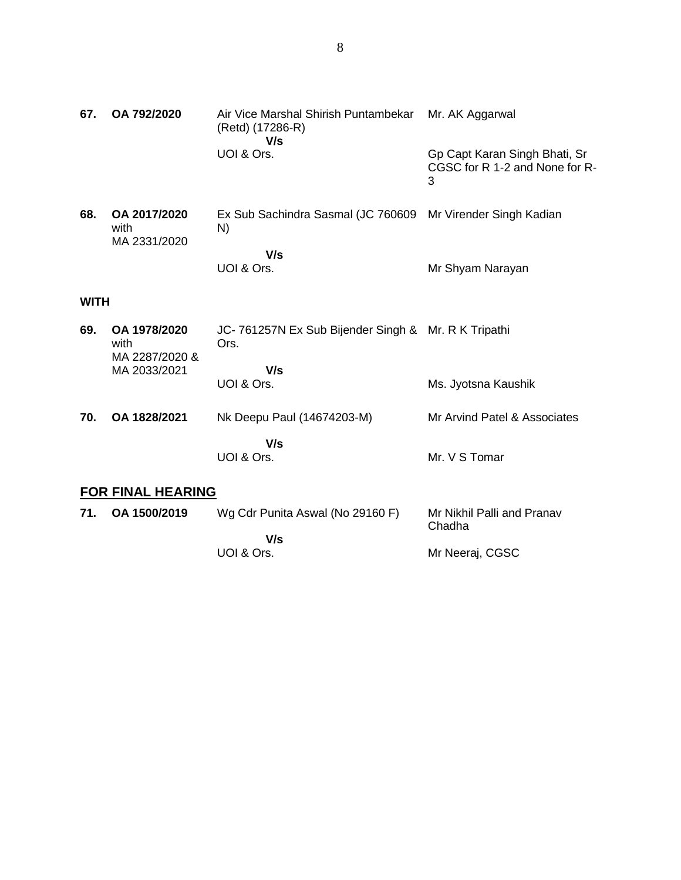| | | | |
|---|---|---|---|
| **67.** | **OA 792/2020** | Air Vice Marshal Shirish Puntambekar (Retd) (17286-R)<br>**V/s**<br>UOI & Ors. | Mr. AK Aggarwal<br><br>Gp Capt Karan Singh Bhati, Sr CGSC for R 1-2 and None for R-3 |
| **68.** | **OA 2017/2020** with MA 2331/2020 | Ex Sub Sachindra Sasmal (JC 760609 N)<br>**V/s**<br>UOI & Ors. | Mr Virender Singh Kadian<br><br>Mr Shyam Narayan |

**WITH**

| | | | |
|---|---|---|---|
| **69.** | **OA 1978/2020** with MA 2287/2020 & MA 2033/2021 | JC- 761257N Ex Sub Bijender Singh & Ors.<br>**V/s**<br>UOI & Ors. | Mr. R K Tripathi<br><br>Ms. Jyotsna Kaushik |
| **70.** | **OA 1828/2021** | Nk Deepu Paul (14674203-M)<br>**V/s**<br>UOI & Ors. | Mr Arvind Patel & Associates<br><br>Mr. V S Tomar |

## FOR FINAL HEARING

| | | | |
|---|---|---|---|
| **71.** | **OA 1500/2019** | Wg Cdr Punita Aswal (No 29160 F)<br>**V/s**<br>UOI & Ors. | Mr Nikhil Palli and Pranav Chadha<br><br>Mr Neeraj, CGSC |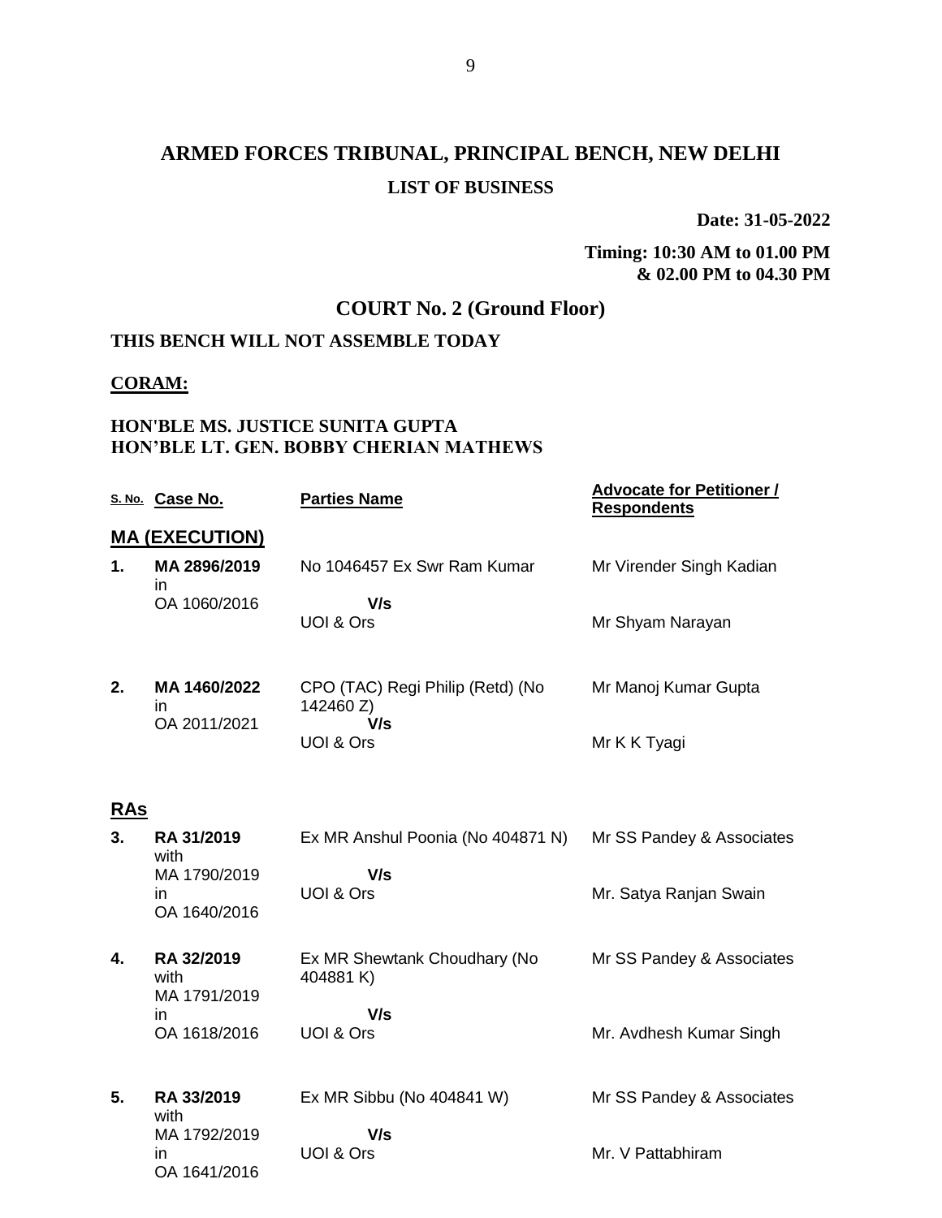# ARMED FORCES TRIBUNAL, PRINCIPAL BENCH, NEW DELHI

## LIST OF BUSINESS

**Date: 31-05-2022**

**Timing: 10:30 AM to 01.00 PM & 02.00 PM to 04.30 PM**

## COURT No. 2 (Ground Floor)

**THIS BENCH WILL NOT ASSEMBLE TODAY**

**CORAM:**

**HON'BLE MS. JUSTICE SUNITA GUPTA**
**HON'BLE LT. GEN. BOBBY CHERIAN MATHEWS**

| S. No. | Case No. | Parties Name | Advocate for Petitioner / Respondents |
|---|---|---|---|
| **MA (EXECUTION)** | | | |
| **1.** | **MA 2896/2019** in OA 1060/2016 | No 1046457 Ex Swr Ram Kumar **V/s** UOI & Ors | Mr Virender Singh Kadian<br>Mr Shyam Narayan |
| **2.** | **MA 1460/2022** in OA 2011/2021 | CPO (TAC) Regi Philip (Retd) (No 142460 Z) **V/s** UOI & Ors | Mr Manoj Kumar Gupta<br>Mr K K Tyagi |
| **RAs** | | | |
| **3.** | **RA 31/2019** with MA 1790/2019 in OA 1640/2016 | Ex MR Anshul Poonia (No 404871 N) **V/s** UOI & Ors | Mr SS Pandey & Associates<br>Mr. Satya Ranjan Swain |
| **4.** | **RA 32/2019** with MA 1791/2019 in OA 1618/2016 | Ex MR Shewtank Choudhary (No 404881 K) **V/s** UOI & Ors | Mr SS Pandey & Associates<br>Mr. Avdhesh Kumar Singh |
| **5.** | **RA 33/2019** with MA 1792/2019 in OA 1641/2016 | Ex MR Sibbu (No 404841 W) **V/s** UOI & Ors | Mr SS Pandey & Associates<br>Mr. V Pattabhiram |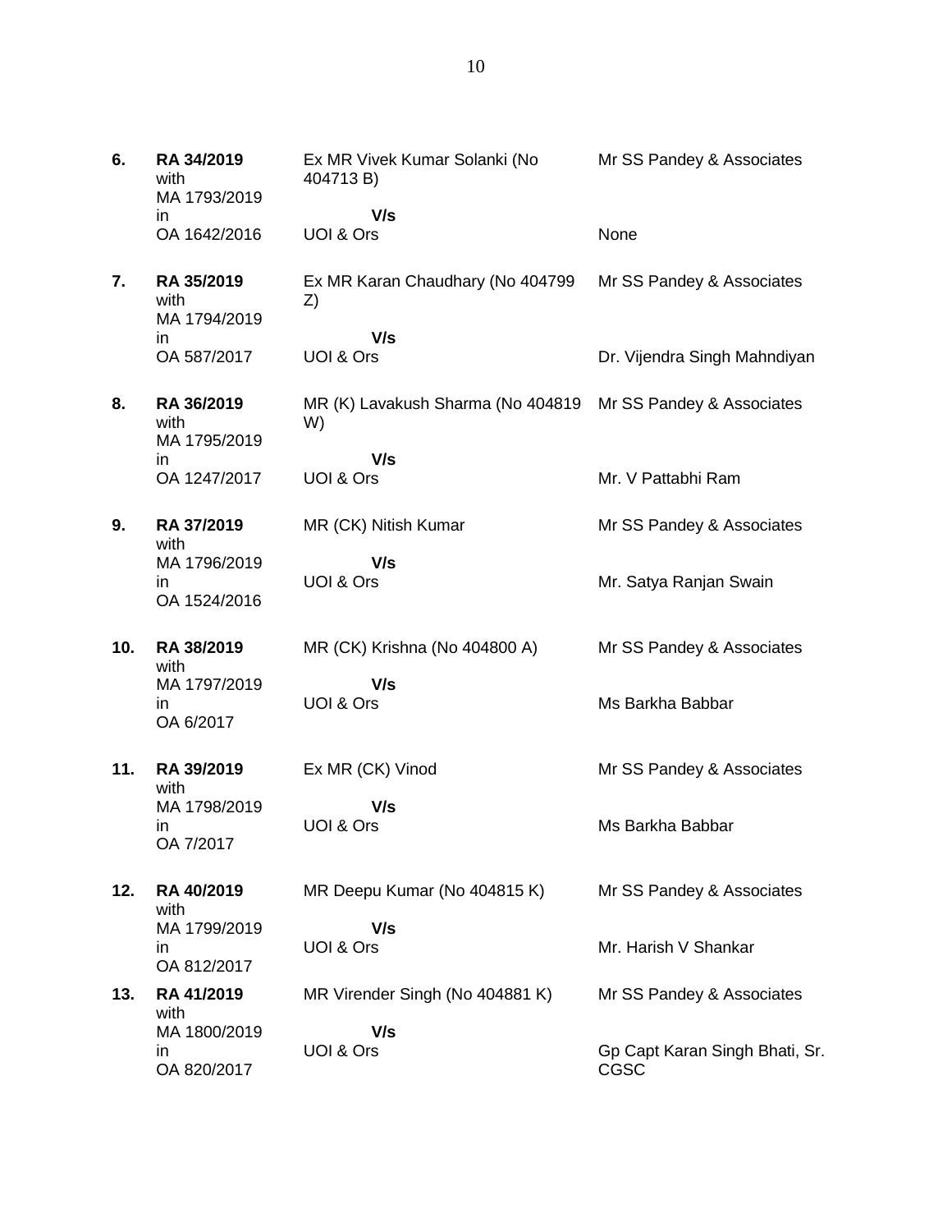| | | | |
|---|---|---|---|
| **6.** | **RA 34/2019** with MA 1793/2019 in OA 1642/2016 | Ex MR Vivek Kumar Solanki (No 404713 B)<br>**V/s**<br>UOI & Ors | Mr SS Pandey & Associates<br><br>None |
| **7.** | **RA 35/2019** with MA 1794/2019 in OA 587/2017 | Ex MR Karan Chaudhary (No 404799 Z)<br>**V/s**<br>UOI & Ors | Mr SS Pandey & Associates<br><br>Dr. Vijendra Singh Mahndiyan |
| **8.** | **RA 36/2019** with MA 1795/2019 in OA 1247/2017 | MR (K) Lavakush Sharma (No 404819 W)<br>**V/s**<br>UOI & Ors | Mr SS Pandey & Associates<br><br>Mr. V Pattabhi Ram |
| **9.** | **RA 37/2019** with MA 1796/2019 in OA 1524/2016 | MR (CK) Nitish Kumar<br>**V/s**<br>UOI & Ors | Mr SS Pandey & Associates<br><br>Mr. Satya Ranjan Swain |
| **10.** | **RA 38/2019** with MA 1797/2019 in OA 6/2017 | MR (CK) Krishna (No 404800 A)<br>**V/s**<br>UOI & Ors | Mr SS Pandey & Associates<br><br>Ms Barkha Babbar |
| **11.** | **RA 39/2019** with MA 1798/2019 in OA 7/2017 | Ex MR (CK) Vinod<br>**V/s**<br>UOI & Ors | Mr SS Pandey & Associates<br><br>Ms Barkha Babbar |
| **12.** | **RA 40/2019** with MA 1799/2019 in OA 812/2017 | MR Deepu Kumar (No 404815 K)<br>**V/s**<br>UOI & Ors | Mr SS Pandey & Associates<br><br>Mr. Harish V Shankar |
| **13.** | **RA 41/2019** with MA 1800/2019 in OA 820/2017 | MR Virender Singh (No 404881 K)<br>**V/s**<br>UOI & Ors | Mr SS Pandey & Associates<br><br>Gp Capt Karan Singh Bhati, Sr. CGSC |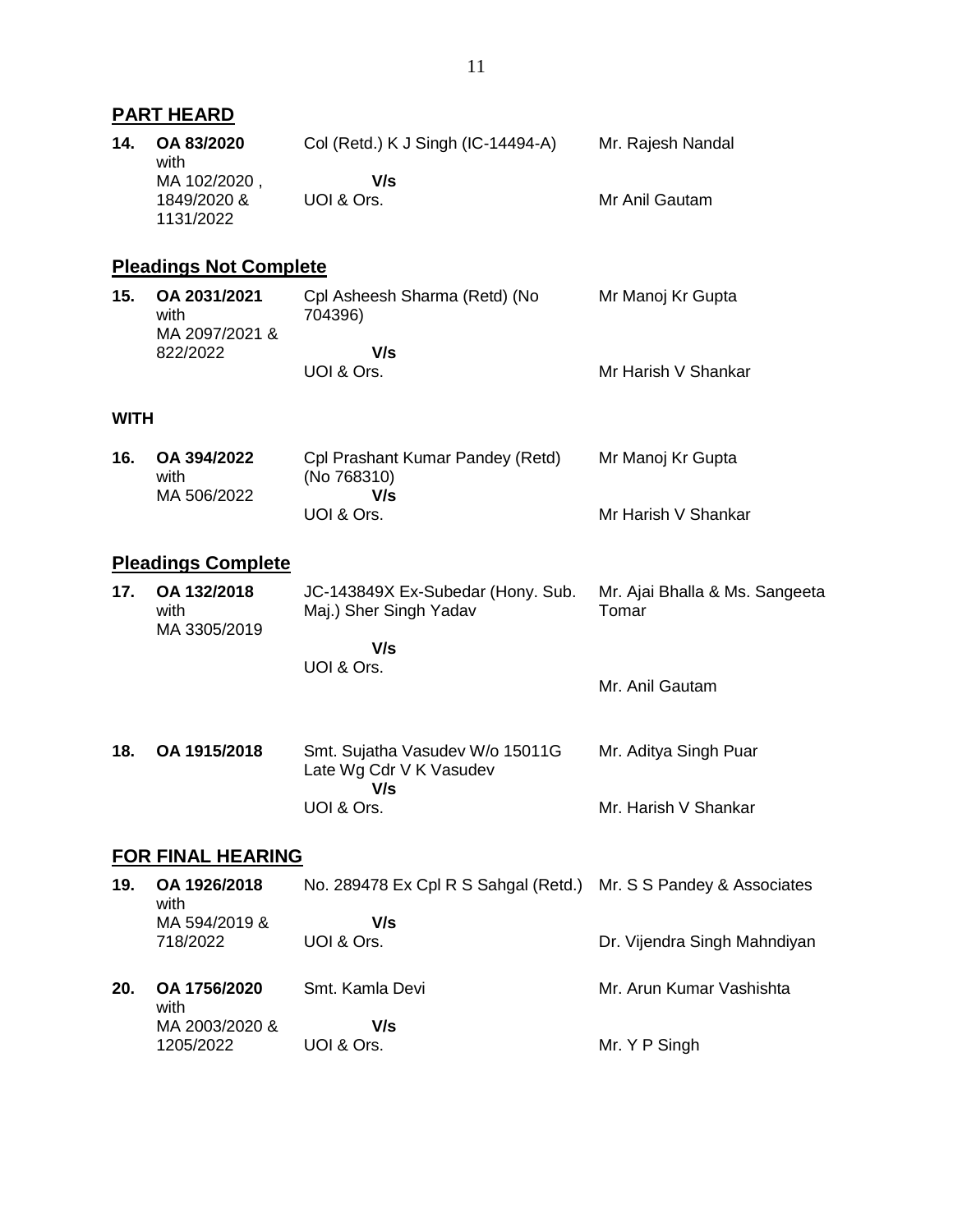## PART HEARD

| | | | |
|---|---|---|---|
| **14.** | **OA 83/2020** with MA 102/2020 , 1849/2020 & 1131/2022 | Col (Retd.) K J Singh (IC-14494-A) **V/s** UOI & Ors. | Mr. Rajesh Nandal<br>Mr Anil Gautam |

## Pleadings Not Complete

| | | | |
|---|---|---|---|
| **15.** | **OA 2031/2021** with MA 2097/2021 & 822/2022 | Cpl Asheesh Sharma (Retd) (No 704396) **V/s** UOI & Ors. | Mr Manoj Kr Gupta<br>Mr Harish V Shankar |

**WITH**

| | | | |
|---|---|---|---|
| **16.** | **OA 394/2022** with MA 506/2022 | Cpl Prashant Kumar Pandey (Retd) (No 768310) **V/s** UOI & Ors. | Mr Manoj Kr Gupta<br>Mr Harish V Shankar |

## Pleadings Complete

| | | | |
|---|---|---|---|
| **17.** | **OA 132/2018** with MA 3305/2019 | JC-143849X Ex-Subedar (Hony. Sub. Maj.) Sher Singh Yadav **V/s** UOI & Ors. | Mr. Ajai Bhalla & Ms. Sangeeta Tomar<br>Mr. Anil Gautam |
| **18.** | **OA 1915/2018** | Smt. Sujatha Vasudev W/o 15011G Late Wg Cdr V K Vasudev **V/s** UOI & Ors. | Mr. Aditya Singh Puar<br>Mr. Harish V Shankar |

## FOR FINAL HEARING

| | | | |
|---|---|---|---|
| **19.** | **OA 1926/2018** with MA 594/2019 & 718/2022 | No. 289478 Ex Cpl R S Sahgal (Retd.) **V/s** UOI & Ors. | Mr. S S Pandey & Associates<br>Dr. Vijendra Singh Mahndiyan |
| **20.** | **OA 1756/2020** with MA 2003/2020 & 1205/2022 | Smt. Kamla Devi **V/s** UOI & Ors. | Mr. Arun Kumar Vashishta<br>Mr. Y P Singh |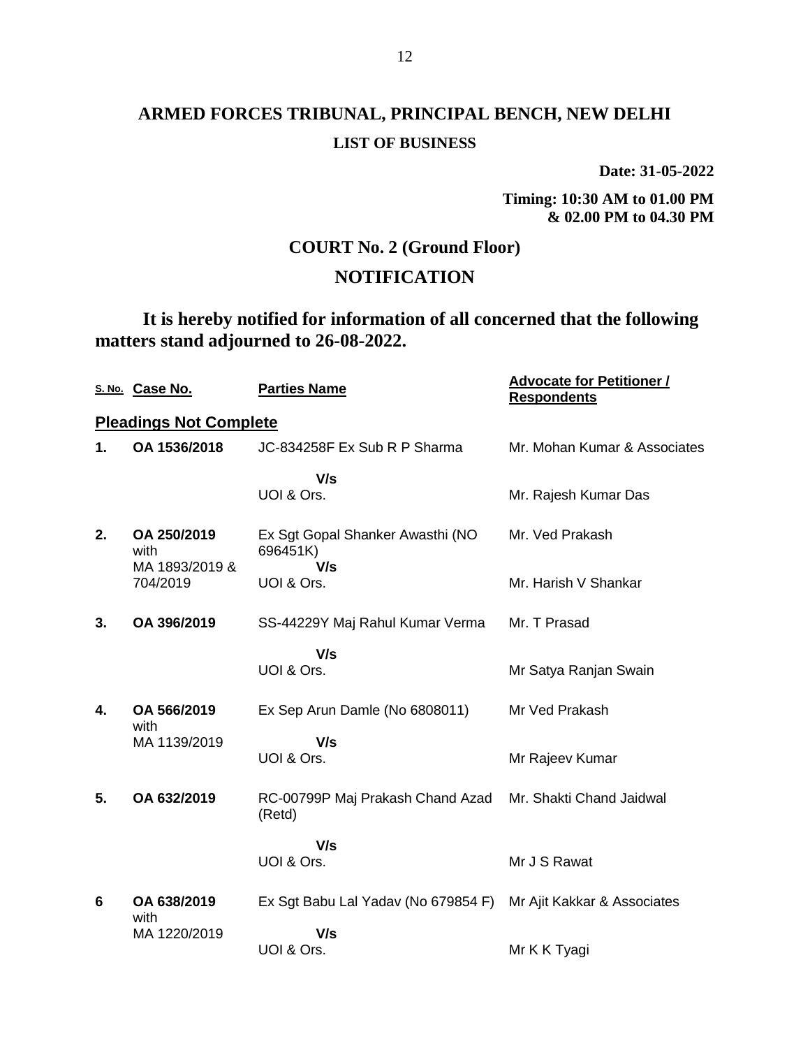# ARMED FORCES TRIBUNAL, PRINCIPAL BENCH, NEW DELHI

**LIST OF BUSINESS**

**Date: 31-05-2022**

**Timing: 10:30 AM to 01.00 PM & 02.00 PM to 04.30 PM**

## COURT No. 2 (Ground Floor)

## NOTIFICATION

**It is hereby notified for information of all concerned that the following matters stand adjourned to 26-08-2022.**

| S. No. | Case No. | Parties Name | Advocate for Petitioner / Respondents |
|---|---|---|---|
| **Pleadings Not Complete** | | | |
| **1.** | **OA 1536/2018** | JC-834258F Ex Sub R P Sharma | Mr. Mohan Kumar & Associates |
| | | **V/s** UOI & Ors. | Mr. Rajesh Kumar Das |
| **2.** | **OA 250/2019** with MA 1893/2019 & 704/2019 | Ex Sgt Gopal Shanker Awasthi (NO 696451K) | Mr. Ved Prakash |
| | | **V/s** UOI & Ors. | Mr. Harish V Shankar |
| **3.** | **OA 396/2019** | SS-44229Y Maj Rahul Kumar Verma | Mr. T Prasad |
| | | **V/s** UOI & Ors. | Mr Satya Ranjan Swain |
| **4.** | **OA 566/2019** with MA 1139/2019 | Ex Sep Arun Damle (No 6808011) | Mr Ved Prakash |
| | | **V/s** UOI & Ors. | Mr Rajeev Kumar |
| **5.** | **OA 632/2019** | RC-00799P Maj Prakash Chand Azad (Retd) | Mr. Shakti Chand Jaidwal |
| | | **V/s** UOI & Ors. | Mr J S Rawat |
| **6** | **OA 638/2019** with MA 1220/2019 | Ex Sgt Babu Lal Yadav (No 679854 F) | Mr Ajit Kakkar & Associates |
| | | **V/s** UOI & Ors. | Mr K K Tyagi |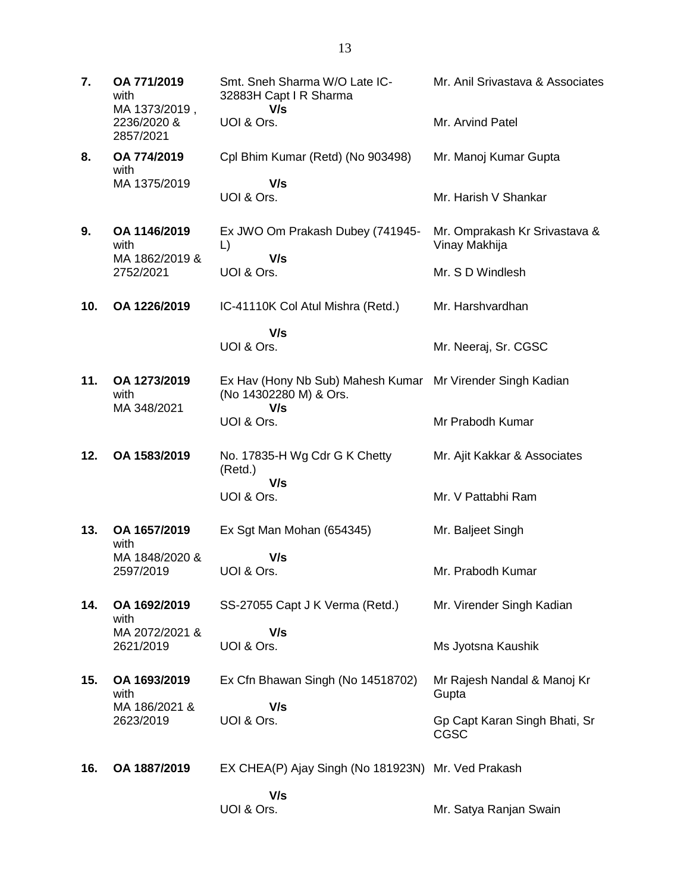| | | | |
|---|---|---|---|
| **7.** | **OA 771/2019** with MA 1373/2019 , 2236/2020 & 2857/2021 | Smt. Sneh Sharma W/O Late IC-32883H Capt I R Sharma **V/s** UOI & Ors. | Mr. Anil Srivastava & Associates<br><br>Mr. Arvind Patel |
| **8.** | **OA 774/2019** with MA 1375/2019 | Cpl Bhim Kumar (Retd) (No 903498) **V/s** UOI & Ors. | Mr. Manoj Kumar Gupta<br><br>Mr. Harish V Shankar |
| **9.** | **OA 1146/2019** with MA 1862/2019 & 2752/2021 | Ex JWO Om Prakash Dubey (741945-L) **V/s** UOI & Ors. | Mr. Omprakash Kr Srivastava & Vinay Makhija<br><br>Mr. S D Windlesh |
| **10.** | **OA 1226/2019** | IC-41110K Col Atul Mishra (Retd.) **V/s** UOI & Ors. | Mr. Harshvardhan<br><br>Mr. Neeraj, Sr. CGSC |
| **11.** | **OA 1273/2019** with MA 348/2021 | Ex Hav (Hony Nb Sub) Mahesh Kumar (No 14302280 M) & Ors. **V/s** UOI & Ors. | Mr Virender Singh Kadian<br><br>Mr Prabodh Kumar |
| **12.** | **OA 1583/2019** | No. 17835-H Wg Cdr G K Chetty (Retd.) **V/s** UOI & Ors. | Mr. Ajit Kakkar & Associates<br><br>Mr. V Pattabhi Ram |
| **13.** | **OA 1657/2019** with MA 1848/2020 & 2597/2019 | Ex Sgt Man Mohan (654345) **V/s** UOI & Ors. | Mr. Baljeet Singh<br><br>Mr. Prabodh Kumar |
| **14.** | **OA 1692/2019** with MA 2072/2021 & 2621/2019 | SS-27055 Capt J K Verma (Retd.) **V/s** UOI & Ors. | Mr. Virender Singh Kadian<br><br>Ms Jyotsna Kaushik |
| **15.** | **OA 1693/2019** with MA 186/2021 & 2623/2019 | Ex Cfn Bhawan Singh (No 14518702) **V/s** UOI & Ors. | Mr Rajesh Nandal & Manoj Kr Gupta<br><br>Gp Capt Karan Singh Bhati, Sr CGSC |
| **16.** | **OA 1887/2019** | EX CHEA(P) Ajay Singh (No 181923N) **V/s** UOI & Ors. | Mr. Ved Prakash<br><br>Mr. Satya Ranjan Swain |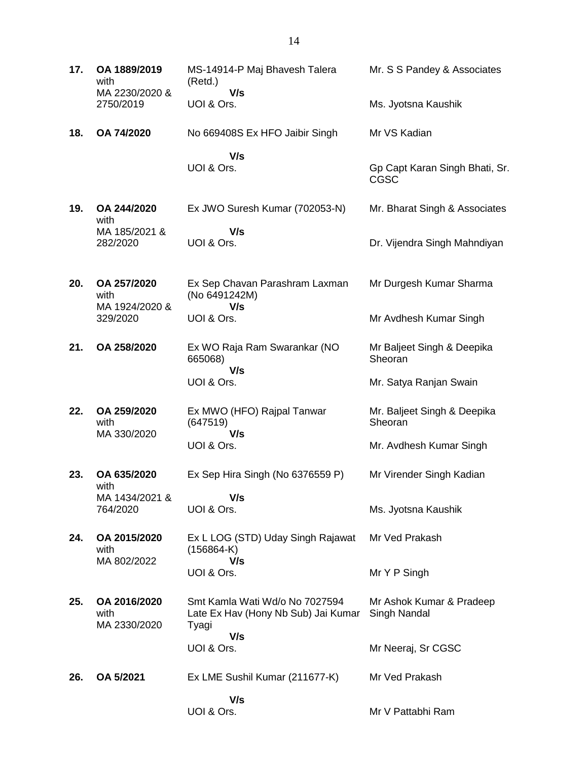| | | | |
|---|---|---|---|
| **17.** | **OA 1889/2019** with MA 2230/2020 & 2750/2019 | MS-14914-P Maj Bhavesh Talera (Retd.) **V/s** UOI & Ors. | Mr. S S Pandey & Associates<br><br>Ms. Jyotsna Kaushik |
| **18.** | **OA 74/2020** | No 669408S Ex HFO Jaibir Singh **V/s** UOI & Ors. | Mr VS Kadian<br><br>Gp Capt Karan Singh Bhati, Sr. CGSC |
| **19.** | **OA 244/2020** with MA 185/2021 & 282/2020 | Ex JWO Suresh Kumar (702053-N) **V/s** UOI & Ors. | Mr. Bharat Singh & Associates<br><br>Dr. Vijendra Singh Mahndiyan |
| **20.** | **OA 257/2020** with MA 1924/2020 & 329/2020 | Ex Sep Chavan Parashram Laxman (No 6491242M) **V/s** UOI & Ors. | Mr Durgesh Kumar Sharma<br><br>Mr Avdhesh Kumar Singh |
| **21.** | **OA 258/2020** | Ex WO Raja Ram Swarankar (NO 665068) **V/s** UOI & Ors. | Mr Baljeet Singh & Deepika Sheoran<br><br>Mr. Satya Ranjan Swain |
| **22.** | **OA 259/2020** with MA 330/2020 | Ex MWO (HFO) Rajpal Tanwar (647519) **V/s** UOI & Ors. | Mr. Baljeet Singh & Deepika Sheoran<br><br>Mr. Avdhesh Kumar Singh |
| **23.** | **OA 635/2020** with MA 1434/2021 & 764/2020 | Ex Sep Hira Singh (No 6376559 P) **V/s** UOI & Ors. | Mr Virender Singh Kadian<br><br>Ms. Jyotsna Kaushik |
| **24.** | **OA 2015/2020** with MA 802/2022 | Ex L LOG (STD) Uday Singh Rajawat (156864-K) **V/s** UOI & Ors. | Mr Ved Prakash<br><br>Mr Y P Singh |
| **25.** | **OA 2016/2020** with MA 2330/2020 | Smt Kamla Wati Wd/o No 7027594 Late Ex Hav (Hony Nb Sub) Jai Kumar Tyagi **V/s** UOI & Ors. | Mr Ashok Kumar & Pradeep Singh Nandal<br><br>Mr Neeraj, Sr CGSC |
| **26.** | **OA 5/2021** | Ex LME Sushil Kumar (211677-K) **V/s** UOI & Ors. | Mr Ved Prakash<br><br>Mr V Pattabhi Ram |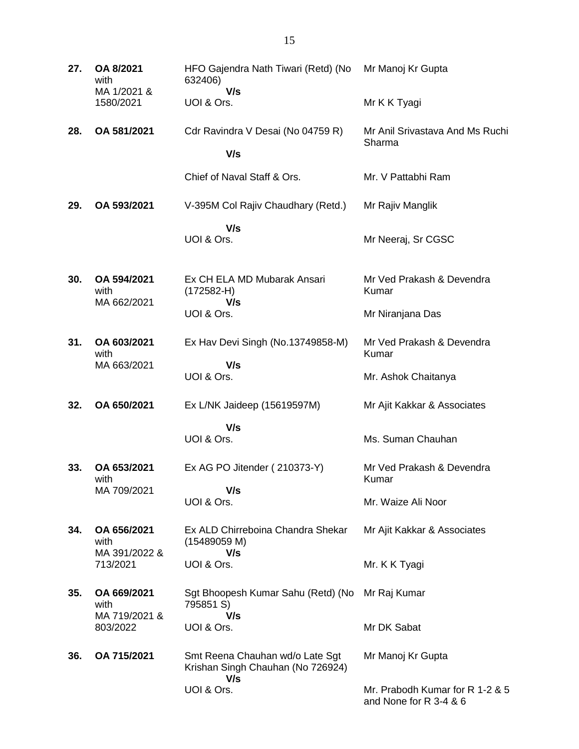| | | | |
|---|---|---|---|
| **27.** | **OA 8/2021** with MA 1/2021 & 1580/2021 | HFO Gajendra Nath Tiwari (Retd) (No 632406) **V/s** UOI & Ors. | Mr Manoj Kr Gupta<br><br>Mr K K Tyagi |
| **28.** | **OA 581/2021** | Cdr Ravindra V Desai (No 04759 R) **V/s** Chief of Naval Staff & Ors. | Mr Anil Srivastava And Ms Ruchi Sharma<br><br>Mr. V Pattabhi Ram |
| **29.** | **OA 593/2021** | V-395M Col Rajiv Chaudhary (Retd.) **V/s** UOI & Ors. | Mr Rajiv Manglik<br><br>Mr Neeraj, Sr CGSC |
| **30.** | **OA 594/2021** with MA 662/2021 | Ex CH ELA MD Mubarak Ansari (172582-H) **V/s** UOI & Ors. | Mr Ved Prakash & Devendra Kumar<br><br>Mr Niranjana Das |
| **31.** | **OA 603/2021** with MA 663/2021 | Ex Hav Devi Singh (No.13749858-M) **V/s** UOI & Ors. | Mr Ved Prakash & Devendra Kumar<br><br>Mr. Ashok Chaitanya |
| **32.** | **OA 650/2021** | Ex L/NK Jaideep (15619597M) **V/s** UOI & Ors. | Mr Ajit Kakkar & Associates<br><br>Ms. Suman Chauhan |
| **33.** | **OA 653/2021** with MA 709/2021 | Ex AG PO Jitender ( 210373-Y) **V/s** UOI & Ors. | Mr Ved Prakash & Devendra Kumar<br><br>Mr. Waize Ali Noor |
| **34.** | **OA 656/2021** with MA 391/2022 & 713/2021 | Ex ALD Chirreboina Chandra Shekar (15489059 M) **V/s** UOI & Ors. | Mr Ajit Kakkar & Associates<br><br>Mr. K K Tyagi |
| **35.** | **OA 669/2021** with MA 719/2021 & 803/2022 | Sgt Bhoopesh Kumar Sahu (Retd) (No 795851 S) **V/s** UOI & Ors. | Mr Raj Kumar<br><br>Mr DK Sabat |
| **36.** | **OA 715/2021** | Smt Reena Chauhan wd/o Late Sgt Krishan Singh Chauhan (No 726924) **V/s** UOI & Ors. | Mr Manoj Kr Gupta<br><br>Mr. Prabodh Kumar for R 1-2 & 5 and None for R 3-4 & 6 |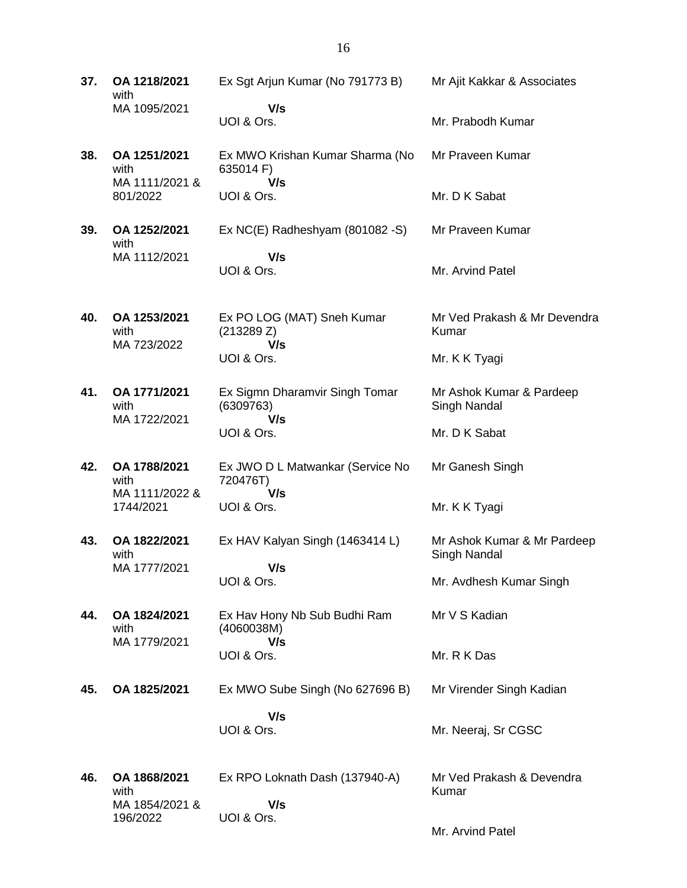| | | | |
|---|---|---|---|
| **37.** | **OA 1218/2021** with MA 1095/2021 | Ex Sgt Arjun Kumar (No 791773 B) **V/s** UOI & Ors. | Mr Ajit Kakkar & Associates<br><br>Mr. Prabodh Kumar |
| **38.** | **OA 1251/2021** with MA 1111/2021 & 801/2022 | Ex MWO Krishan Kumar Sharma (No 635014 F) **V/s** UOI & Ors. | Mr Praveen Kumar<br><br>Mr. D K Sabat |
| **39.** | **OA 1252/2021** with MA 1112/2021 | Ex NC(E) Radheshyam (801082 -S) **V/s** UOI & Ors. | Mr Praveen Kumar<br><br>Mr. Arvind Patel |
| **40.** | **OA 1253/2021** with MA 723/2022 | Ex PO LOG (MAT) Sneh Kumar (213289 Z) **V/s** UOI & Ors. | Mr Ved Prakash & Mr Devendra Kumar<br><br>Mr. K K Tyagi |
| **41.** | **OA 1771/2021** with MA 1722/2021 | Ex Sigmn Dharamvir Singh Tomar (6309763) **V/s** UOI & Ors. | Mr Ashok Kumar & Pardeep Singh Nandal<br><br>Mr. D K Sabat |
| **42.** | **OA 1788/2021** with MA 1111/2022 & 1744/2021 | Ex JWO D L Matwankar (Service No 720476T) **V/s** UOI & Ors. | Mr Ganesh Singh<br><br>Mr. K K Tyagi |
| **43.** | **OA 1822/2021** with MA 1777/2021 | Ex HAV Kalyan Singh (1463414 L) **V/s** UOI & Ors. | Mr Ashok Kumar & Mr Pardeep Singh Nandal<br><br>Mr. Avdhesh Kumar Singh |
| **44.** | **OA 1824/2021** with MA 1779/2021 | Ex Hav Hony Nb Sub Budhi Ram (4060038M) **V/s** UOI & Ors. | Mr V S Kadian<br><br>Mr. R K Das |
| **45.** | **OA 1825/2021** | Ex MWO Sube Singh (No 627696 B) **V/s** UOI & Ors. | Mr Virender Singh Kadian<br><br>Mr. Neeraj, Sr CGSC |
| **46.** | **OA 1868/2021** with MA 1854/2021 & 196/2022 | Ex RPO Loknath Dash (137940-A) **V/s** UOI & Ors. | Mr Ved Prakash & Devendra Kumar<br><br>Mr. Arvind Patel |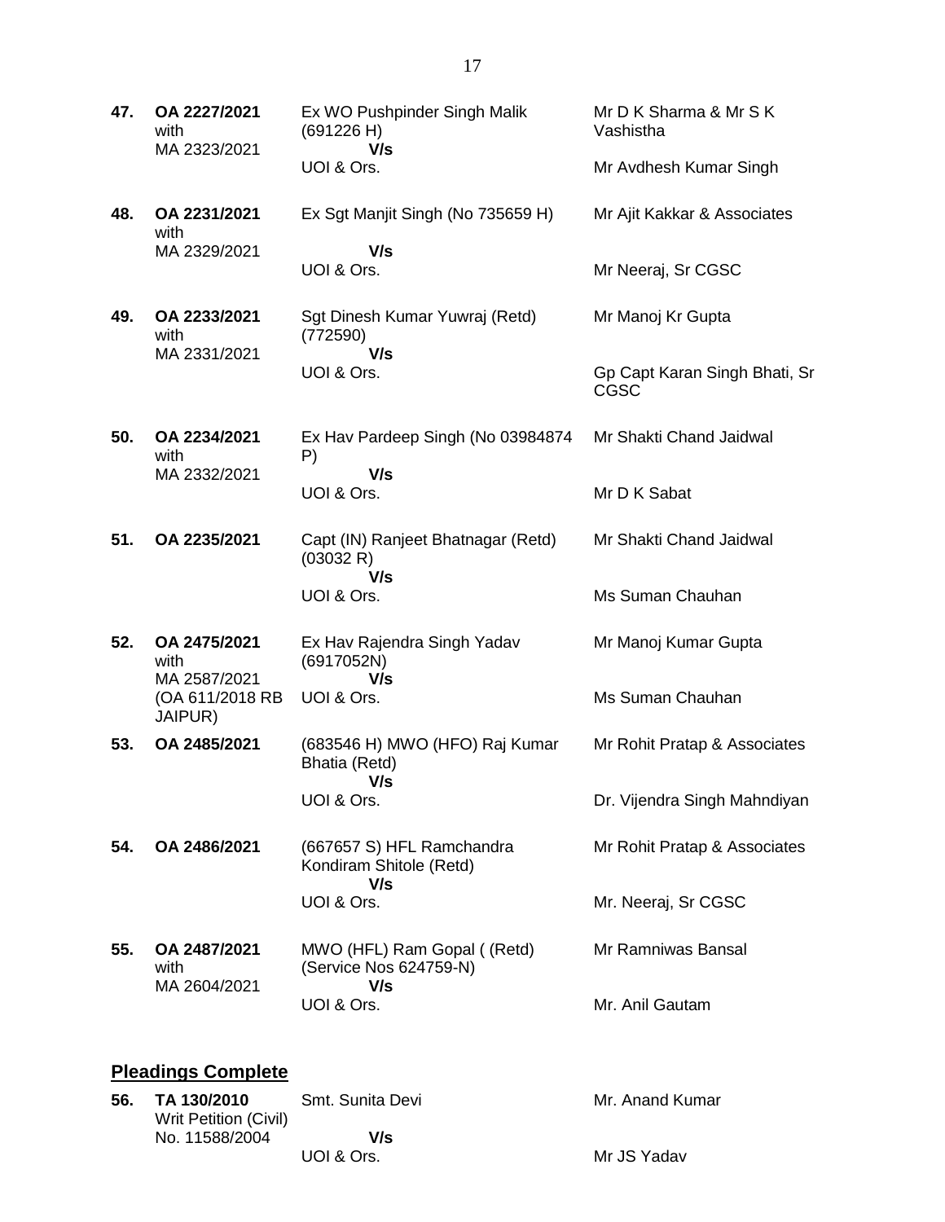| | | | |
|---|---|---|---|
| **47.** | **OA 2227/2021** with MA 2323/2021 | Ex WO Pushpinder Singh Malik (691226 H) **V/s** UOI & Ors. | Mr D K Sharma & Mr S K Vashistha<br><br>Mr Avdhesh Kumar Singh |
| **48.** | **OA 2231/2021** with MA 2329/2021 | Ex Sgt Manjit Singh (No 735659 H) **V/s** UOI & Ors. | Mr Ajit Kakkar & Associates<br><br>Mr Neeraj, Sr CGSC |
| **49.** | **OA 2233/2021** with MA 2331/2021 | Sgt Dinesh Kumar Yuwraj (Retd) (772590) **V/s** UOI & Ors. | Mr Manoj Kr Gupta<br><br>Gp Capt Karan Singh Bhati, Sr CGSC |
| **50.** | **OA 2234/2021** with MA 2332/2021 | Ex Hav Pardeep Singh (No 03984874 P) **V/s** UOI & Ors. | Mr Shakti Chand Jaidwal<br><br>Mr D K Sabat |
| **51.** | **OA 2235/2021** | Capt (IN) Ranjeet Bhatnagar (Retd) (03032 R) **V/s** UOI & Ors. | Mr Shakti Chand Jaidwal<br><br>Ms Suman Chauhan |
| **52.** | **OA 2475/2021** with MA 2587/2021 (OA 611/2018 RB JAIPUR) | Ex Hav Rajendra Singh Yadav (6917052N) **V/s** UOI & Ors. | Mr Manoj Kumar Gupta<br><br>Ms Suman Chauhan |
| **53.** | **OA 2485/2021** | (683546 H) MWO (HFO) Raj Kumar Bhatia (Retd) **V/s** UOI & Ors. | Mr Rohit Pratap & Associates<br><br>Dr. Vijendra Singh Mahndiyan |
| **54.** | **OA 2486/2021** | (667657 S) HFL Ramchandra Kondiram Shitole (Retd) **V/s** UOI & Ors. | Mr Rohit Pratap & Associates<br><br>Mr. Neeraj, Sr CGSC |
| **55.** | **OA 2487/2021** with MA 2604/2021 | MWO (HFL) Ram Gopal ( (Retd) (Service Nos 624759-N) **V/s** UOI & Ors. | Mr Ramniwas Bansal<br><br>Mr. Anil Gautam |

## **Pleadings Complete**

| | | | |
|---|---|---|---|
| **56.** | **TA 130/2010** Writ Petition (Civil) No. 11588/2004 | Smt. Sunita Devi **V/s** UOI & Ors. | Mr. Anand Kumar<br><br>Mr JS Yadav |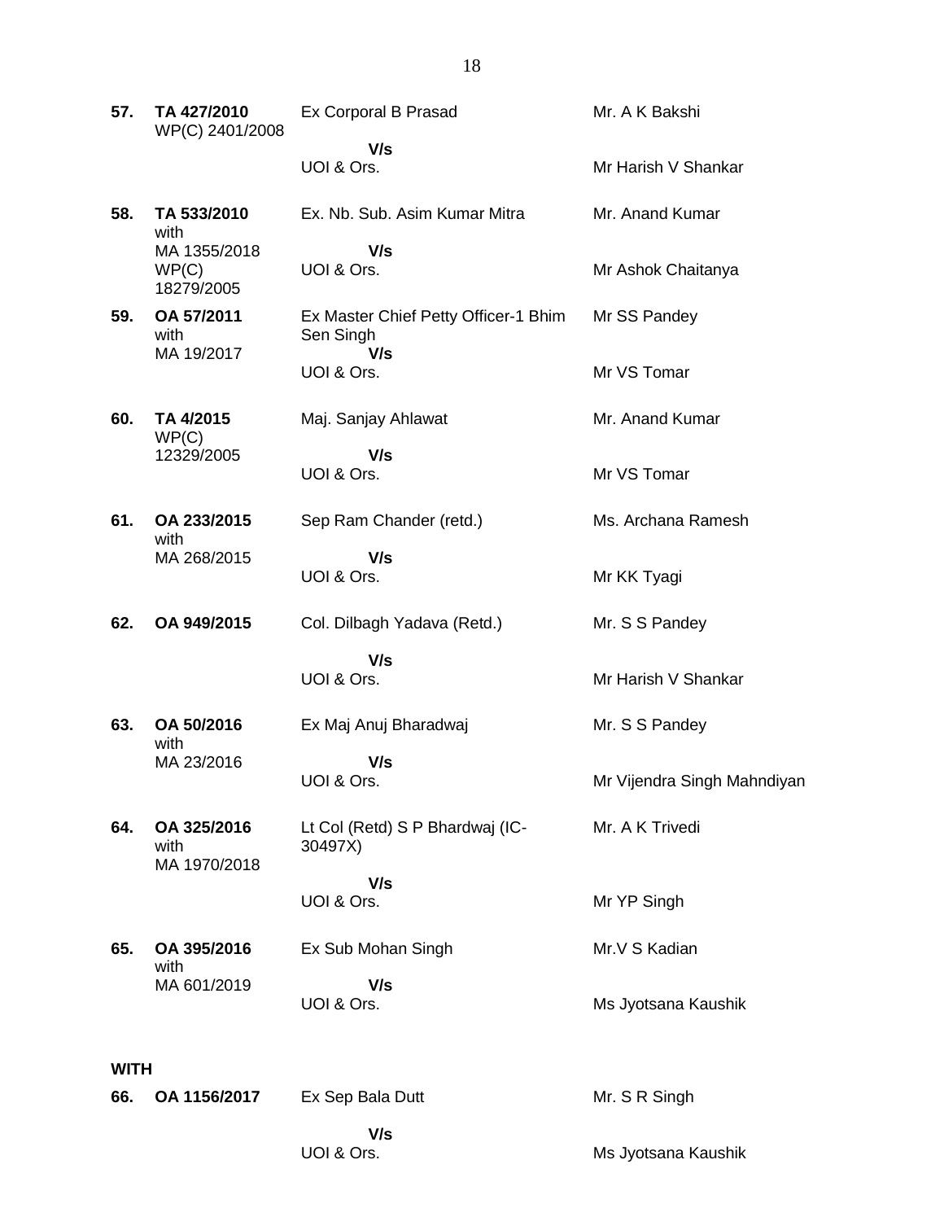| | | | |
|---|---|---|---|
| **57.** | **TA 427/2010** WP(C) 2401/2008 | Ex Corporal B Prasad **V/s** UOI & Ors. | Mr. A K Bakshi<br>Mr Harish V Shankar |
| **58.** | **TA 533/2010** with MA 1355/2018 WP(C) 18279/2005 | Ex. Nb. Sub. Asim Kumar Mitra **V/s** UOI & Ors. | Mr. Anand Kumar<br>Mr Ashok Chaitanya |
| **59.** | **OA 57/2011** with MA 19/2017 | Ex Master Chief Petty Officer-1 Bhim Sen Singh **V/s** UOI & Ors. | Mr SS Pandey<br>Mr VS Tomar |
| **60.** | **TA 4/2015** WP(C) 12329/2005 | Maj. Sanjay Ahlawat **V/s** UOI & Ors. | Mr. Anand Kumar<br>Mr VS Tomar |
| **61.** | **OA 233/2015** with MA 268/2015 | Sep Ram Chander (retd.) **V/s** UOI & Ors. | Ms. Archana Ramesh<br>Mr KK Tyagi |
| **62.** | **OA 949/2015** | Col. Dilbagh Yadava (Retd.) **V/s** UOI & Ors. | Mr. S S Pandey<br>Mr Harish V Shankar |
| **63.** | **OA 50/2016** with MA 23/2016 | Ex Maj Anuj Bharadwaj **V/s** UOI & Ors. | Mr. S S Pandey<br>Mr Vijendra Singh Mahndiyan |
| **64.** | **OA 325/2016** with MA 1970/2018 | Lt Col (Retd) S P Bhardwaj (IC-30497X) **V/s** UOI & Ors. | Mr. A K Trivedi<br>Mr YP Singh |
| **65.** | **OA 395/2016** with MA 601/2019 | Ex Sub Mohan Singh **V/s** UOI & Ors. | Mr.V S Kadian<br>Ms Jyotsana Kaushik |

**WITH**

| | | | |
|---|---|---|---|
| **66.** | **OA 1156/2017** | Ex Sep Bala Dutt **V/s** UOI & Ors. | Mr. S R Singh<br>Ms Jyotsana Kaushik |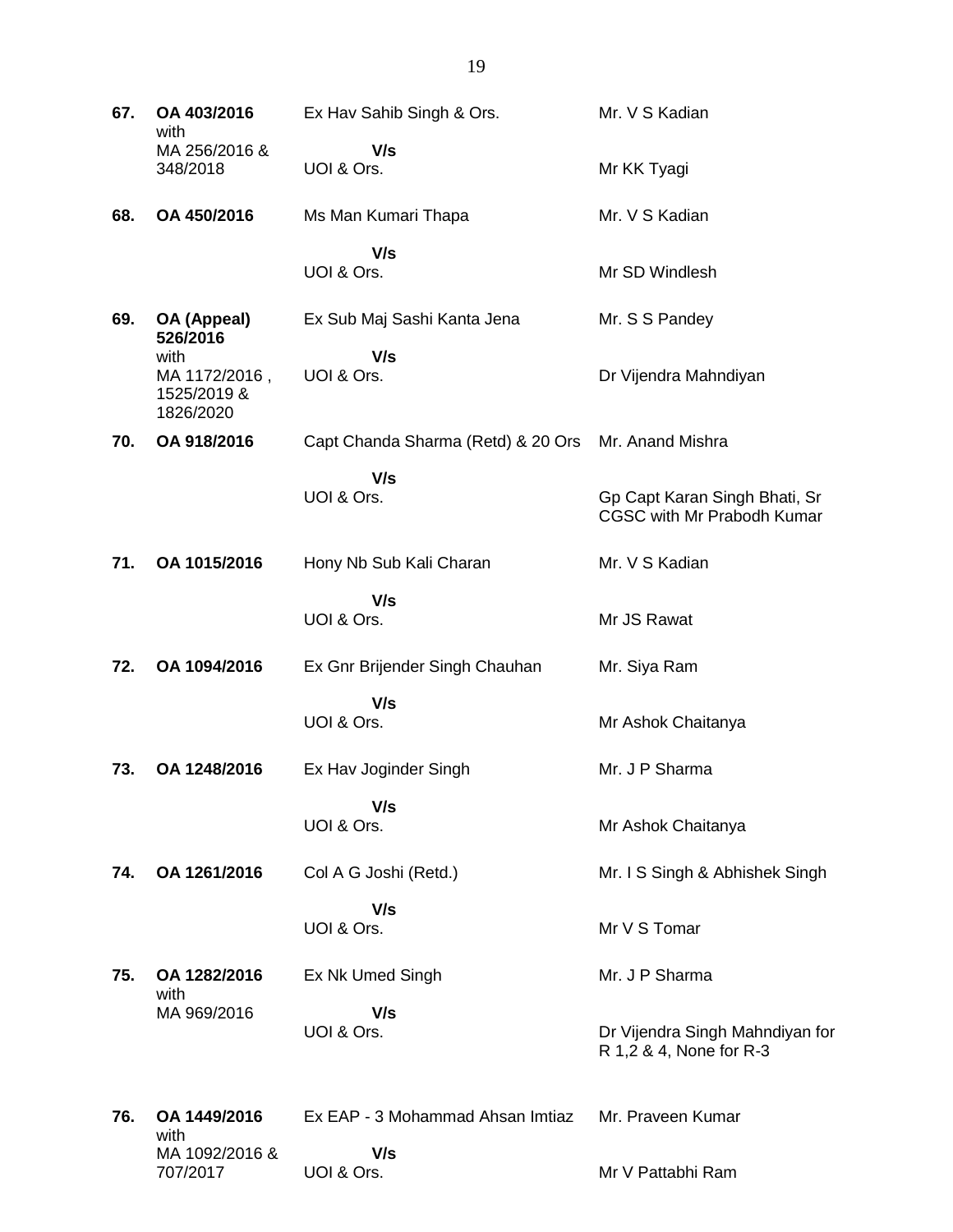| No. | Case No. | Parties | Counsel |
|---|---|---|---|
| **67.** | **OA 403/2016** with MA 256/2016 & 348/2018 | Ex Hav Sahib Singh & Ors. **V/s** UOI & Ors. | Mr. V S Kadian<br>Mr KK Tyagi |
| **68.** | **OA 450/2016** | Ms Man Kumari Thapa **V/s** UOI & Ors. | Mr. V S Kadian<br>Mr SD Windlesh |
| **69.** | **OA (Appeal) 526/2016** with MA 1172/2016 , 1525/2019 & 1826/2020 | Ex Sub Maj Sashi Kanta Jena **V/s** UOI & Ors. | Mr. S S Pandey<br>Dr Vijendra Mahndiyan |
| **70.** | **OA 918/2016** | Capt Chanda Sharma (Retd) & 20 Ors **V/s** UOI & Ors. | Mr. Anand Mishra<br>Gp Capt Karan Singh Bhati, Sr CGSC with Mr Prabodh Kumar |
| **71.** | **OA 1015/2016** | Hony Nb Sub Kali Charan **V/s** UOI & Ors. | Mr. V S Kadian<br>Mr JS Rawat |
| **72.** | **OA 1094/2016** | Ex Gnr Brijender Singh Chauhan **V/s** UOI & Ors. | Mr. Siya Ram<br>Mr Ashok Chaitanya |
| **73.** | **OA 1248/2016** | Ex Hav Joginder Singh **V/s** UOI & Ors. | Mr. J P Sharma<br>Mr Ashok Chaitanya |
| **74.** | **OA 1261/2016** | Col A G Joshi (Retd.) **V/s** UOI & Ors. | Mr. I S Singh & Abhishek Singh<br>Mr V S Tomar |
| **75.** | **OA 1282/2016** with MA 969/2016 | Ex Nk Umed Singh **V/s** UOI & Ors. | Mr. J P Sharma<br>Dr Vijendra Singh Mahndiyan for R 1,2 & 4, None for R-3 |
| **76.** | **OA 1449/2016** with MA 1092/2016 & 707/2017 | Ex EAP - 3 Mohammad Ahsan Imtiaz **V/s** UOI & Ors. | Mr. Praveen Kumar<br>Mr V Pattabhi Ram |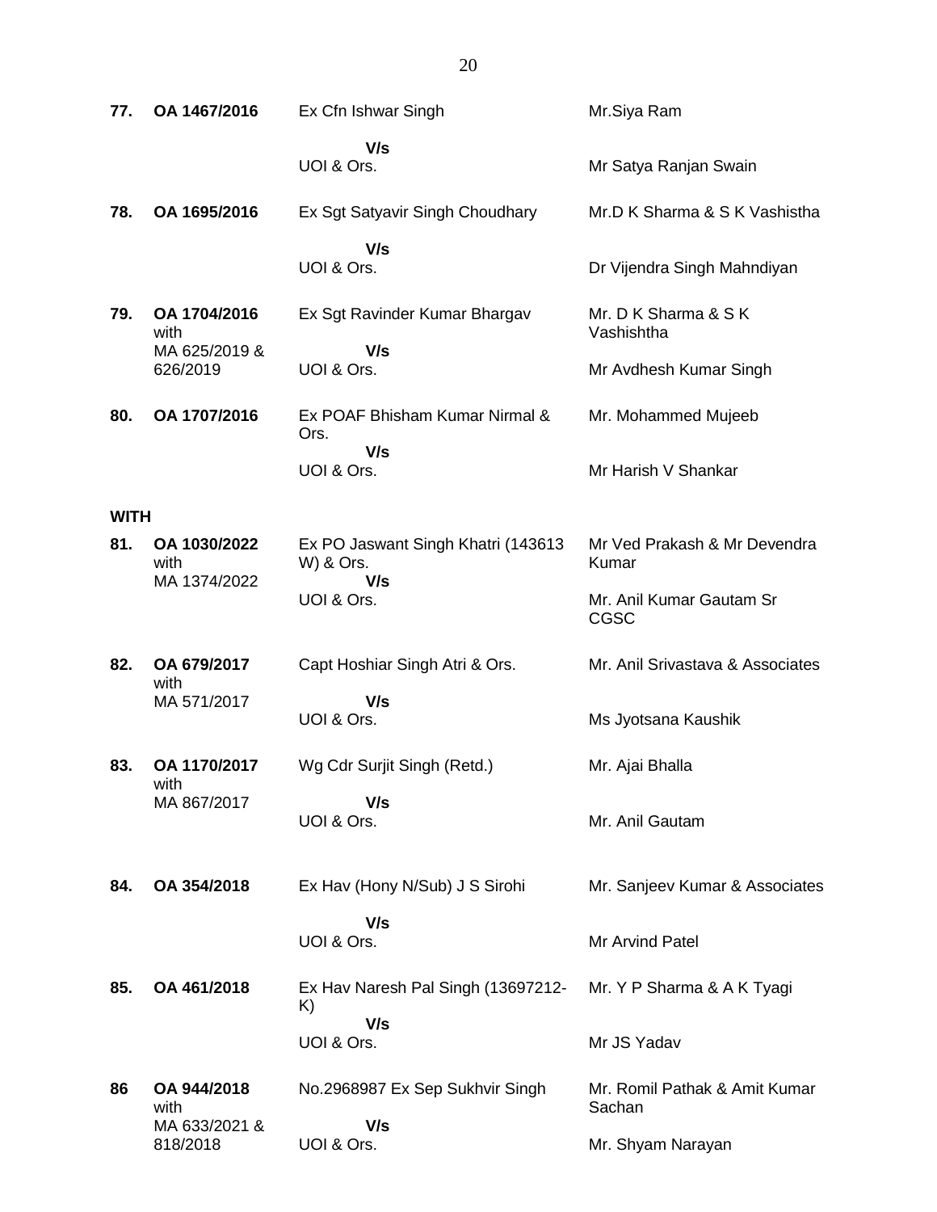| | | | |
|---|---|---|---|
| **77.** | **OA 1467/2016** | Ex Cfn Ishwar Singh<br>**V/s**<br>UOI & Ors. | Mr.Siya Ram<br><br>Mr Satya Ranjan Swain |
| **78.** | **OA 1695/2016** | Ex Sgt Satyavir Singh Choudhary<br>**V/s**<br>UOI & Ors. | Mr.D K Sharma & S K Vashistha<br><br>Dr Vijendra Singh Mahndiyan |
| **79.** | **OA 1704/2016** with MA 625/2019 & 626/2019 | Ex Sgt Ravinder Kumar Bhargav<br>**V/s**<br>UOI & Ors. | Mr. D K Sharma & S K Vashishtha<br><br>Mr Avdhesh Kumar Singh |
| **80.** | **OA 1707/2016** | Ex POAF Bhisham Kumar Nirmal & Ors.<br>**V/s**<br>UOI & Ors. | Mr. Mohammed Mujeeb<br><br>Mr Harish V Shankar |
| **WITH** | | | |
| **81.** | **OA 1030/2022** with MA 1374/2022 | Ex PO Jaswant Singh Khatri (143613 W) & Ors.<br>**V/s**<br>UOI & Ors. | Mr Ved Prakash & Mr Devendra Kumar<br><br>Mr. Anil Kumar Gautam Sr CGSC |
| **82.** | **OA 679/2017** with MA 571/2017 | Capt Hoshiar Singh Atri & Ors.<br>**V/s**<br>UOI & Ors. | Mr. Anil Srivastava & Associates<br><br>Ms Jyotsana Kaushik |
| **83.** | **OA 1170/2017** with MA 867/2017 | Wg Cdr Surjit Singh (Retd.)<br>**V/s**<br>UOI & Ors. | Mr. Ajai Bhalla<br><br>Mr. Anil Gautam |
| **84.** | **OA 354/2018** | Ex Hav (Hony N/Sub) J S Sirohi<br>**V/s**<br>UOI & Ors. | Mr. Sanjeev Kumar & Associates<br><br>Mr Arvind Patel |
| **85.** | **OA 461/2018** | Ex Hav Naresh Pal Singh (13697212-K)<br>**V/s**<br>UOI & Ors. | Mr. Y P Sharma & A K Tyagi<br><br>Mr JS Yadav |
| **86** | **OA 944/2018** with MA 633/2021 & 818/2018 | No.2968987 Ex Sep Sukhvir Singh<br>**V/s**<br>UOI & Ors. | Mr. Romil Pathak & Amit Kumar Sachan<br><br>Mr. Shyam Narayan |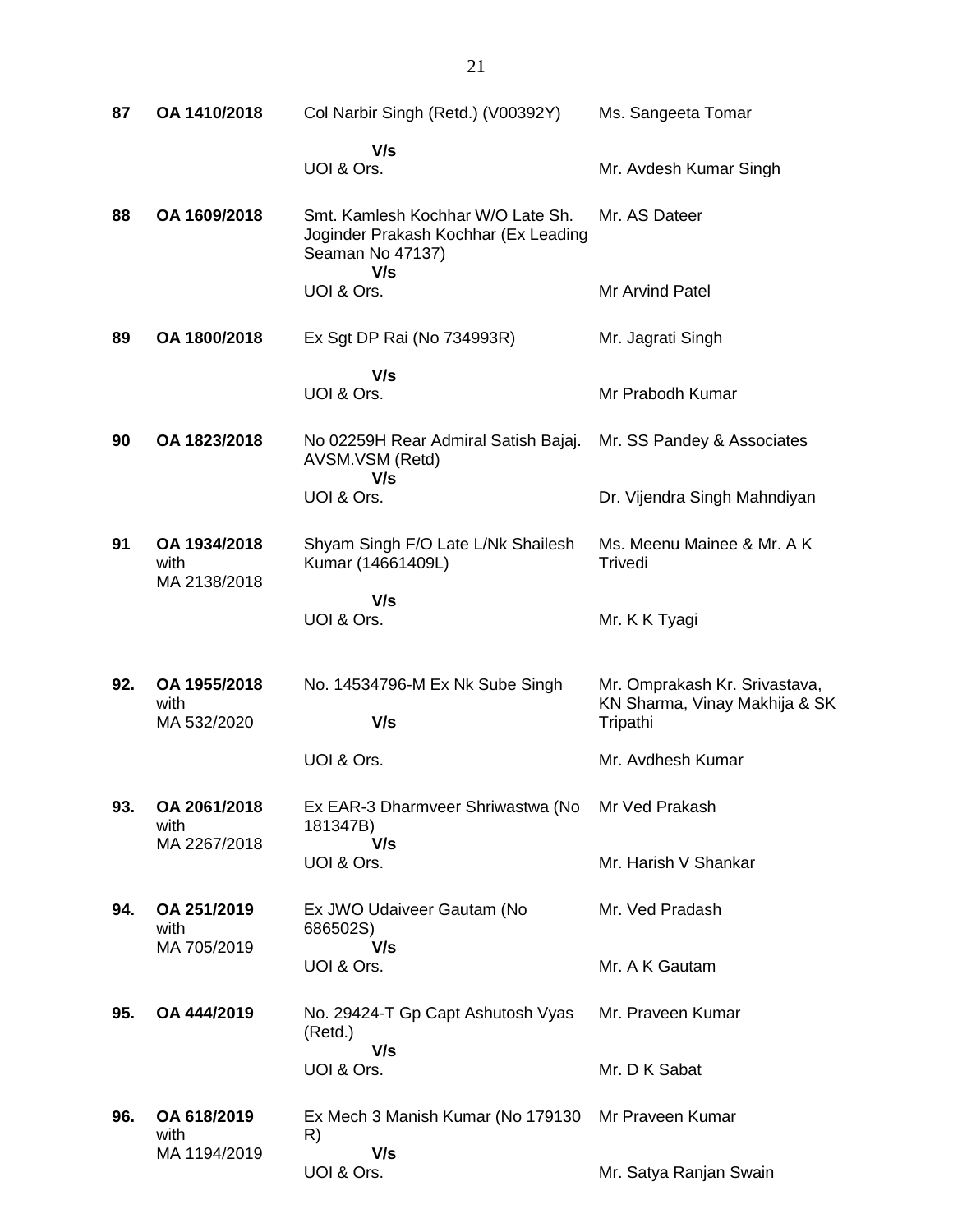| | | | |
|---|---|---|---|
| 87 | OA 1410/2018 | Col Narbir Singh (Retd.) (V00392Y) V/s UOI & Ors. | Ms. Sangeeta Tomar<br><br>Mr. Avdesh Kumar Singh |
| 88 | OA 1609/2018 | Smt. Kamlesh Kochhar W/O Late Sh. Joginder Prakash Kochhar (Ex Leading Seaman No 47137) V/s UOI & Ors. | Mr. AS Dateer<br><br>Mr Arvind Patel |
| 89 | OA 1800/2018 | Ex Sgt DP Rai (No 734993R) V/s UOI & Ors. | Mr. Jagrati Singh<br><br>Mr Prabodh Kumar |
| 90 | OA 1823/2018 | No 02259H Rear Admiral Satish Bajaj. AVSM.VSM (Retd) V/s UOI & Ors. | Mr. SS Pandey & Associates<br><br>Dr. Vijendra Singh Mahndiyan |
| 91 | OA 1934/2018 with MA 2138/2018 | Shyam Singh F/O Late L/Nk Shailesh Kumar (14661409L) V/s UOI & Ors. | Ms. Meenu Mainee & Mr. A K Trivedi<br><br>Mr. K K Tyagi |
| 92. | OA 1955/2018 with MA 532/2020 | No. 14534796-M Ex Nk Sube Singh V/s UOI & Ors. | Mr. Omprakash Kr. Srivastava, KN Sharma, Vinay Makhija & SK Tripathi<br><br>Mr. Avdhesh Kumar |
| 93. | OA 2061/2018 with MA 2267/2018 | Ex EAR-3 Dharmveer Shriwastwa (No 181347B) V/s UOI & Ors. | Mr Ved Prakash<br><br>Mr. Harish V Shankar |
| 94. | OA 251/2019 with MA 705/2019 | Ex JWO Udaiveer Gautam (No 686502S) V/s UOI & Ors. | Mr. Ved Pradash<br><br>Mr. A K Gautam |
| 95. | OA 444/2019 | No. 29424-T Gp Capt Ashutosh Vyas (Retd.) V/s UOI & Ors. | Mr. Praveen Kumar<br><br>Mr. D K Sabat |
| 96. | OA 618/2019 with MA 1194/2019 | Ex Mech 3 Manish Kumar (No 179130 R) V/s UOI & Ors. | Mr Praveen Kumar<br><br>Mr. Satya Ranjan Swain |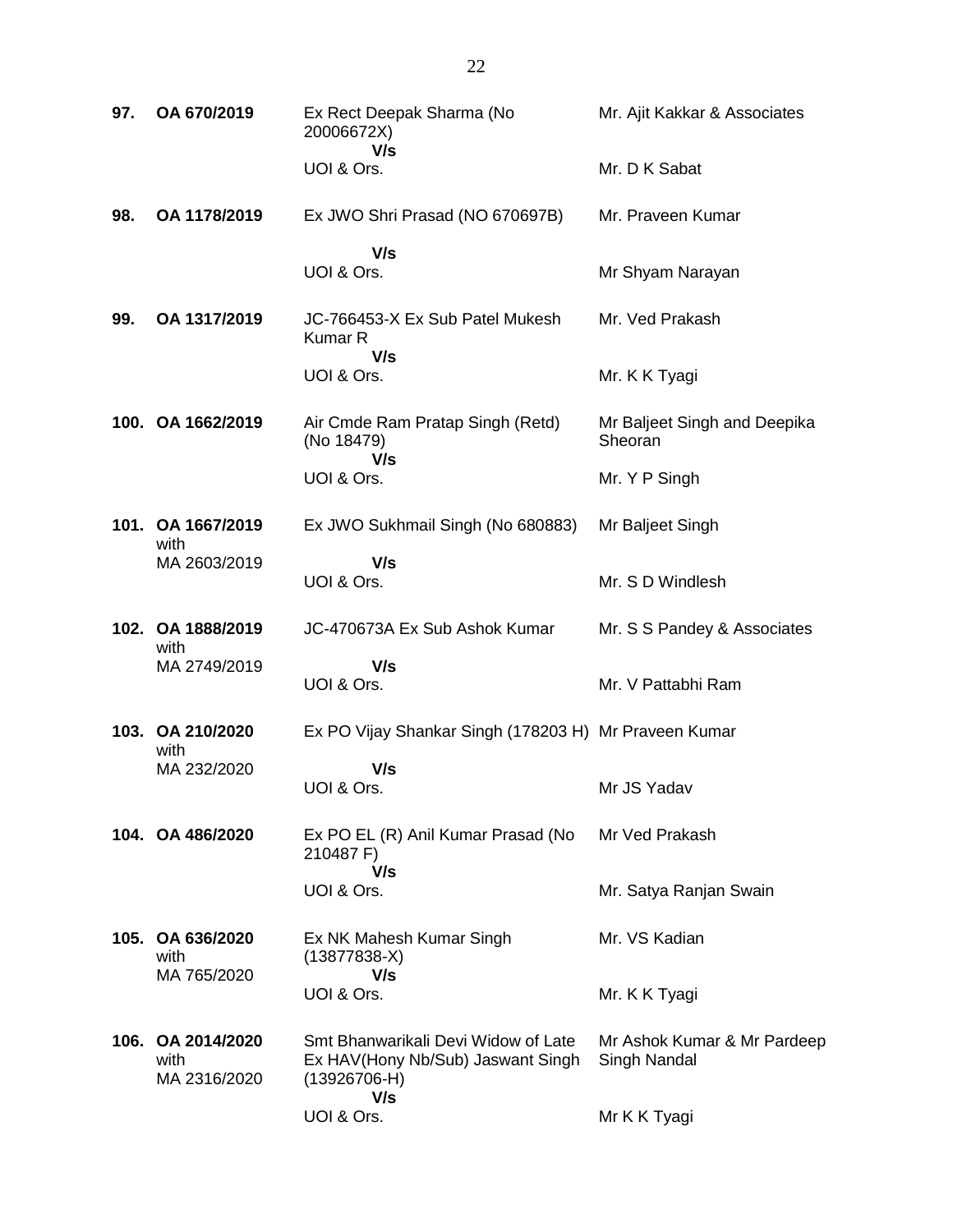| | | | |
|---|---|---|---|
| **97.** | **OA 670/2019** | Ex Rect Deepak Sharma (No 20006672X)<br>**V/s**<br>UOI & Ors. | Mr. Ajit Kakkar & Associates<br><br>Mr. D K Sabat |
| **98.** | **OA 1178/2019** | Ex JWO Shri Prasad (NO 670697B)<br>**V/s**<br>UOI & Ors. | Mr. Praveen Kumar<br><br>Mr Shyam Narayan |
| **99.** | **OA 1317/2019** | JC-766453-X Ex Sub Patel Mukesh Kumar R<br>**V/s**<br>UOI & Ors. | Mr. Ved Prakash<br><br>Mr. K K Tyagi |
| **100.** | **OA 1662/2019** | Air Cmde Ram Pratap Singh (Retd) (No 18479)<br>**V/s**<br>UOI & Ors. | Mr Baljeet Singh and Deepika Sheoran<br><br>Mr. Y P Singh |
| **101.** | **OA 1667/2019** with MA 2603/2019 | Ex JWO Sukhmail Singh (No 680883)<br>**V/s**<br>UOI & Ors. | Mr Baljeet Singh<br><br>Mr. S D Windlesh |
| **102.** | **OA 1888/2019** with MA 2749/2019 | JC-470673A Ex Sub Ashok Kumar<br>**V/s**<br>UOI & Ors. | Mr. S S Pandey & Associates<br><br>Mr. V Pattabhi Ram |
| **103.** | **OA 210/2020** with MA 232/2020 | Ex PO Vijay Shankar Singh (178203 H)<br>**V/s**<br>UOI & Ors. | Mr Praveen Kumar<br><br>Mr JS Yadav |
| **104.** | **OA 486/2020** | Ex PO EL (R) Anil Kumar Prasad (No 210487 F)<br>**V/s**<br>UOI & Ors. | Mr Ved Prakash<br><br>Mr. Satya Ranjan Swain |
| **105.** | **OA 636/2020** with MA 765/2020 | Ex NK Mahesh Kumar Singh (13877838-X)<br>**V/s**<br>UOI & Ors. | Mr. VS Kadian<br><br>Mr. K K Tyagi |
| **106.** | **OA 2014/2020** with MA 2316/2020 | Smt Bhanwarikali Devi Widow of Late Ex HAV(Hony Nb/Sub) Jaswant Singh (13926706-H)<br>**V/s**<br>UOI & Ors. | Mr Ashok Kumar & Mr Pardeep Singh Nandal<br><br>Mr K K Tyagi |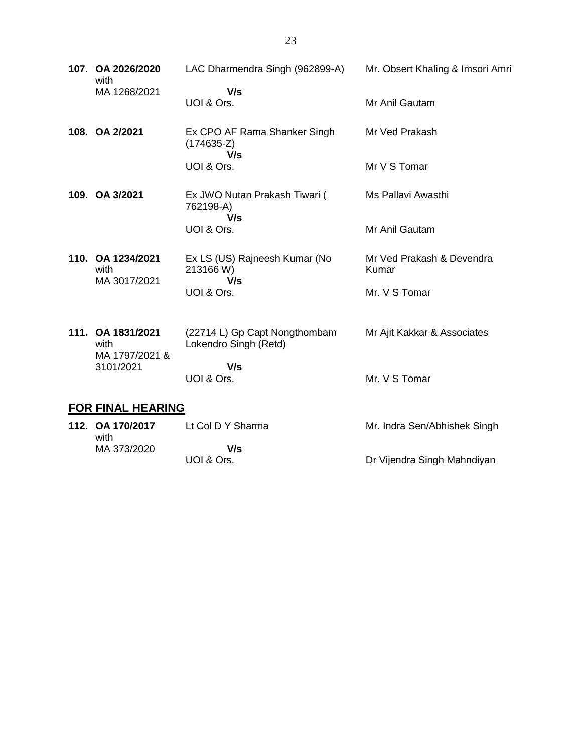| | | | |
|---|---|---|---|
| **107.** | **OA 2026/2020** with MA 1268/2021 | LAC Dharmendra Singh (962899-A) **V/s** UOI & Ors. | Mr. Obsert Khaling & Imsori Amri<br><br>Mr Anil Gautam |
| **108.** | **OA 2/2021** | Ex CPO AF Rama Shanker Singh (174635-Z) **V/s** UOI & Ors. | Mr Ved Prakash<br><br>Mr V S Tomar |
| **109.** | **OA 3/2021** | Ex JWO Nutan Prakash Tiwari ( 762198-A) **V/s** UOI & Ors. | Ms Pallavi Awasthi<br><br>Mr Anil Gautam |
| **110.** | **OA 1234/2021** with MA 3017/2021 | Ex LS (US) Rajneesh Kumar (No 213166 W) **V/s** UOI & Ors. | Mr Ved Prakash & Devendra Kumar<br><br>Mr. V S Tomar |
| **111.** | **OA 1831/2021** with MA 1797/2021 & 3101/2021 | (22714 L) Gp Capt Nongthombam Lokendro Singh (Retd) **V/s** UOI & Ors. | Mr Ajit Kakkar & Associates<br><br>Mr. V S Tomar |

## **FOR FINAL HEARING**

| | | | |
|---|---|---|---|
| **112.** | **OA 170/2017** with MA 373/2020 | Lt Col D Y Sharma **V/s** UOI & Ors. | Mr. Indra Sen/Abhishek Singh<br><br>Dr Vijendra Singh Mahndiyan |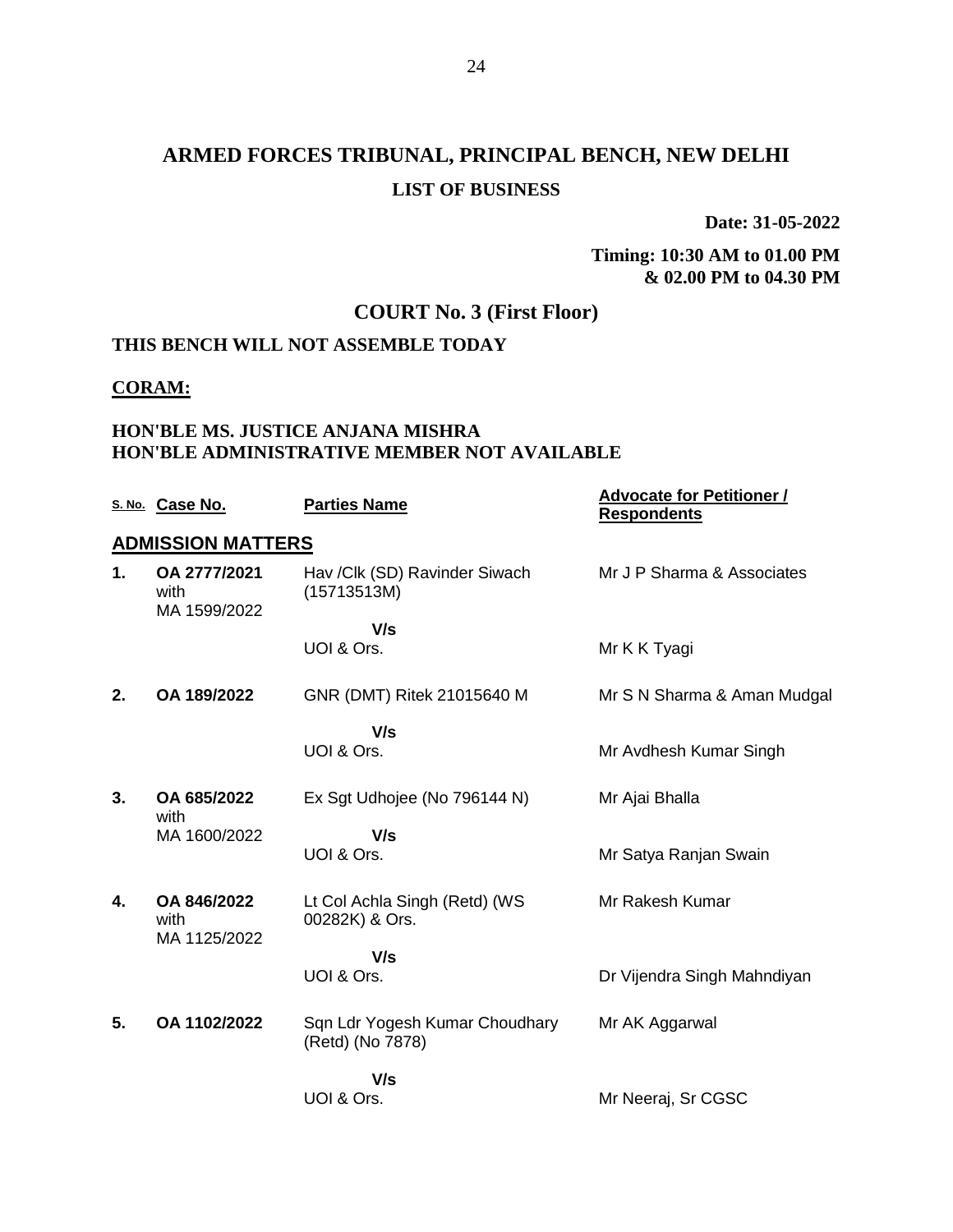# ARMED FORCES TRIBUNAL, PRINCIPAL BENCH, NEW DELHI

## LIST OF BUSINESS

**Date: 31-05-2022**

**Timing: 10:30 AM to 01.00 PM & 02.00 PM to 04.30 PM**

## COURT No. 3 (First Floor)

**THIS BENCH WILL NOT ASSEMBLE TODAY**

**CORAM:**

**HON'BLE MS. JUSTICE ANJANA MISHRA**
**HON'BLE ADMINISTRATIVE MEMBER NOT AVAILABLE**

| S. No. | Case No. | Parties Name | Advocate for Petitioner / Respondents |
|---|---|---|---|
| **ADMISSION MATTERS** | | | |
| **1.** | **OA 2777/2021** with MA 1599/2022 | Hav /Clk (SD) Ravinder Siwach (15713513M) | Mr J P Sharma & Associates |
| | | **V/s** UOI & Ors. | Mr K K Tyagi |
| **2.** | **OA 189/2022** | GNR (DMT) Ritek 21015640 M | Mr S N Sharma & Aman Mudgal |
| | | **V/s** UOI & Ors. | Mr Avdhesh Kumar Singh |
| **3.** | **OA 685/2022** with MA 1600/2022 | Ex Sgt Udhojee (No 796144 N) | Mr Ajai Bhalla |
| | | **V/s** UOI & Ors. | Mr Satya Ranjan Swain |
| **4.** | **OA 846/2022** with MA 1125/2022 | Lt Col Achla Singh (Retd) (WS 00282K) & Ors. | Mr Rakesh Kumar |
| | | **V/s** UOI & Ors. | Dr Vijendra Singh Mahndiyan |
| **5.** | **OA 1102/2022** | Sqn Ldr Yogesh Kumar Choudhary (Retd) (No 7878) | Mr AK Aggarwal |
| | | **V/s** UOI & Ors. | Mr Neeraj, Sr CGSC |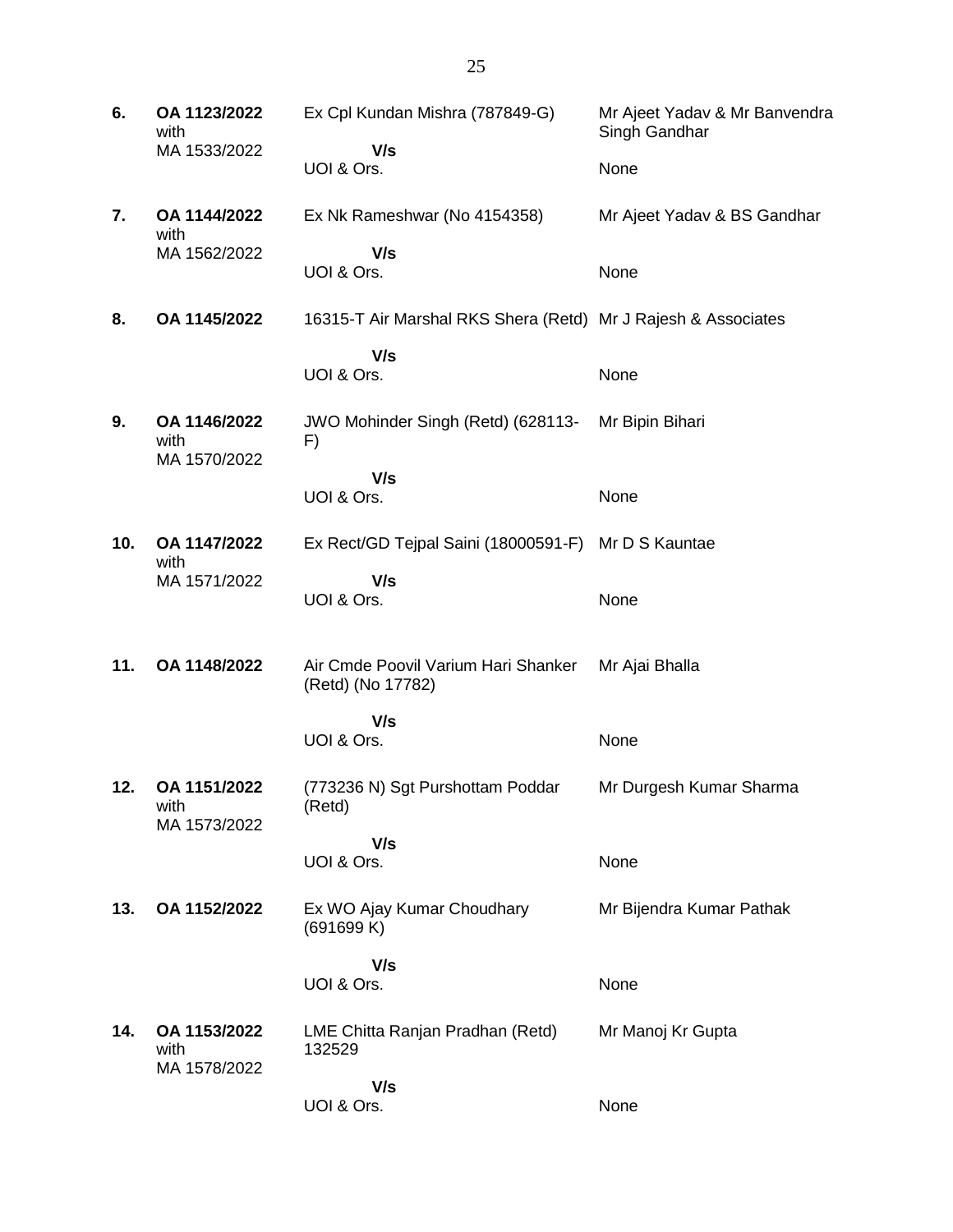| | | | |
|---|---|---|---|
| **6.** | **OA 1123/2022** with MA 1533/2022 | Ex Cpl Kundan Mishra (787849-G) **V/s** UOI & Ors. | Mr Ajeet Yadav & Mr Banvendra Singh Gandhar<br>None |
| **7.** | **OA 1144/2022** with MA 1562/2022 | Ex Nk Rameshwar (No 4154358) **V/s** UOI & Ors. | Mr Ajeet Yadav & BS Gandhar<br>None |
| **8.** | **OA 1145/2022** | 16315-T Air Marshal RKS Shera (Retd) **V/s** UOI & Ors. | Mr J Rajesh & Associates<br>None |
| **9.** | **OA 1146/2022** with MA 1570/2022 | JWO Mohinder Singh (Retd) (628113-F) **V/s** UOI & Ors. | Mr Bipin Bihari<br>None |
| **10.** | **OA 1147/2022** with MA 1571/2022 | Ex Rect/GD Tejpal Saini (18000591-F) **V/s** UOI & Ors. | Mr D S Kauntae<br>None |
| **11.** | **OA 1148/2022** | Air Cmde Poovil Varium Hari Shanker (Retd) (No 17782) **V/s** UOI & Ors. | Mr Ajai Bhalla<br>None |
| **12.** | **OA 1151/2022** with MA 1573/2022 | (773236 N) Sgt Purshottam Poddar (Retd) **V/s** UOI & Ors. | Mr Durgesh Kumar Sharma<br>None |
| **13.** | **OA 1152/2022** | Ex WO Ajay Kumar Choudhary (691699 K) **V/s** UOI & Ors. | Mr Bijendra Kumar Pathak<br>None |
| **14.** | **OA 1153/2022** with MA 1578/2022 | LME Chitta Ranjan Pradhan (Retd) 132529 **V/s** UOI & Ors. | Mr Manoj Kr Gupta<br>None |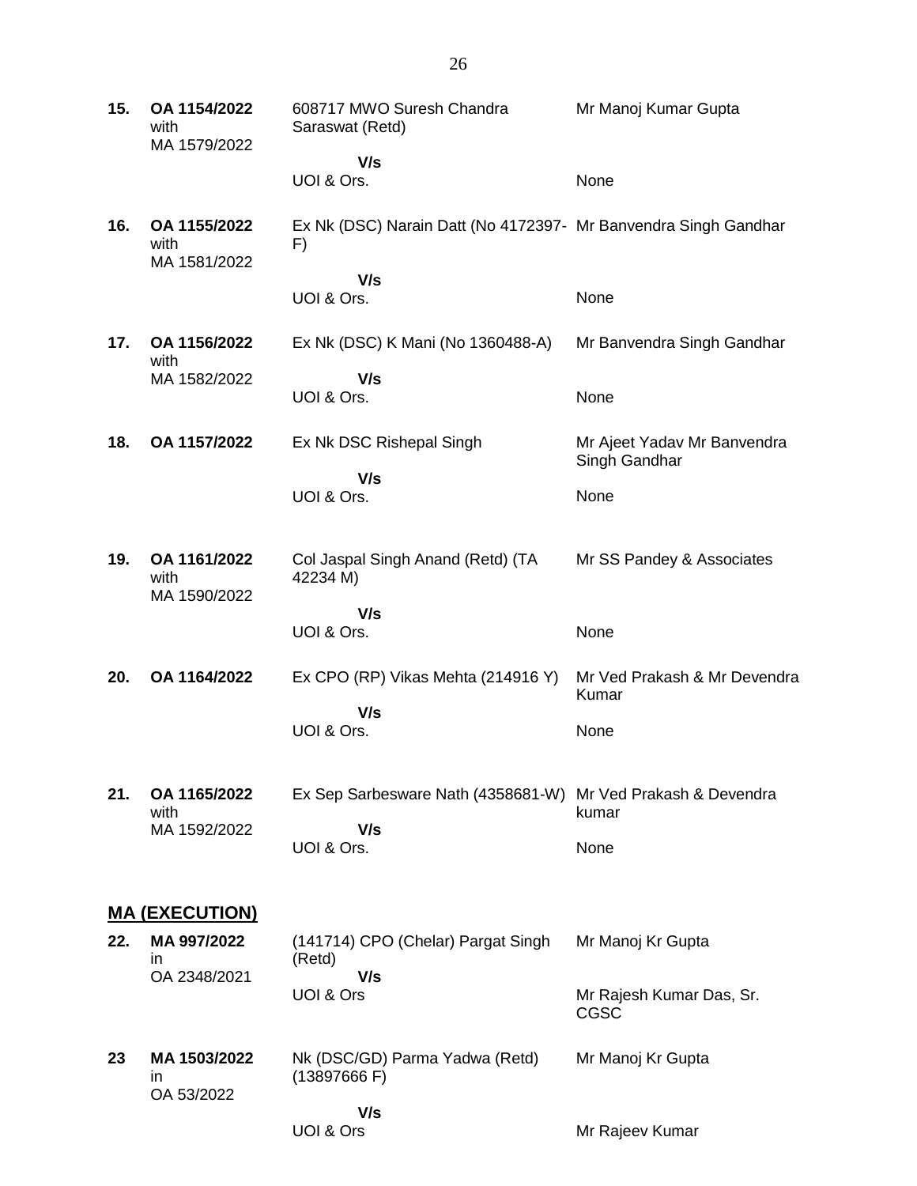| | | | |
|---|---|---|---|
| **15.** | **OA 1154/2022** with MA 1579/2022 | 608717 MWO Suresh Chandra Saraswat (Retd)<br>**V/s**<br>UOI & Ors. | Mr Manoj Kumar Gupta<br><br>None |
| **16.** | **OA 1155/2022** with MA 1581/2022 | Ex Nk (DSC) Narain Datt (No 4172397-F)<br>**V/s**<br>UOI & Ors. | Mr Banvendra Singh Gandhar<br><br>None |
| **17.** | **OA 1156/2022** with MA 1582/2022 | Ex Nk (DSC) K Mani (No 1360488-A)<br>**V/s**<br>UOI & Ors. | Mr Banvendra Singh Gandhar<br><br>None |
| **18.** | **OA 1157/2022** | Ex Nk DSC Rishepal Singh<br>**V/s**<br>UOI & Ors. | Mr Ajeet Yadav Mr Banvendra Singh Gandhar<br><br>None |
| **19.** | **OA 1161/2022** with MA 1590/2022 | Col Jaspal Singh Anand (Retd) (TA 42234 M)<br>**V/s**<br>UOI & Ors. | Mr SS Pandey & Associates<br><br>None |
| **20.** | **OA 1164/2022** | Ex CPO (RP) Vikas Mehta (214916 Y)<br>**V/s**<br>UOI & Ors. | Mr Ved Prakash & Mr Devendra Kumar<br><br>None |
| **21.** | **OA 1165/2022** with MA 1592/2022 | Ex Sep Sarbesware Nath (4358681-W)<br>**V/s**<br>UOI & Ors. | Mr Ved Prakash & Devendra kumar<br><br>None |

## MA (EXECUTION)

| | | | |
|---|---|---|---|
| **22.** | **MA 997/2022** in OA 2348/2021 | (141714) CPO (Chelar) Pargat Singh (Retd)<br>**V/s**<br>UOI & Ors | Mr Manoj Kr Gupta<br><br>Mr Rajesh Kumar Das, Sr. CGSC |
| **23** | **MA 1503/2022** in OA 53/2022 | Nk (DSC/GD) Parma Yadwa (Retd) (13897666 F)<br>**V/s**<br>UOI & Ors | Mr Manoj Kr Gupta<br><br>Mr Rajeev Kumar |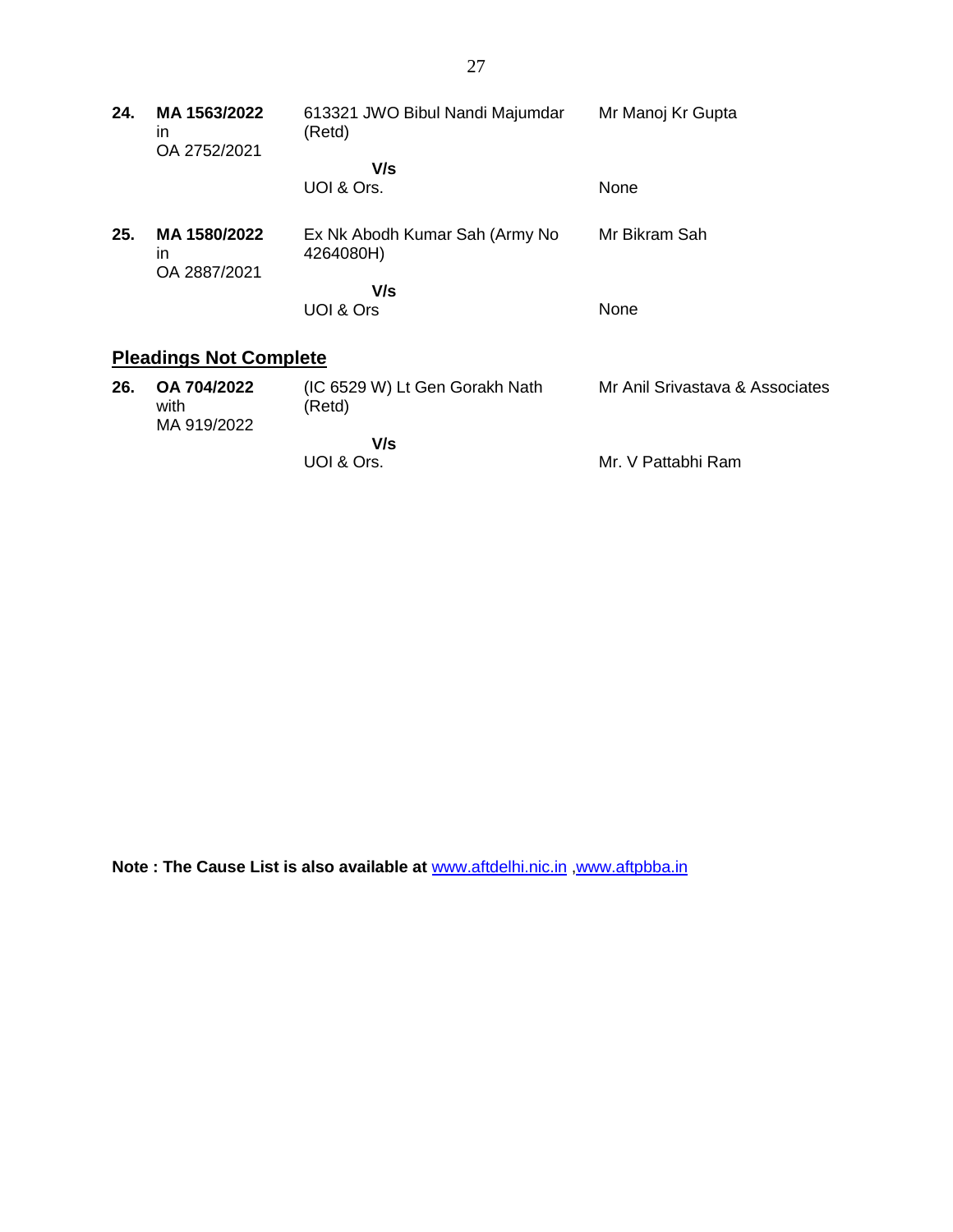| | | | |
|---|---|---|---|
| **24.** | **MA 1563/2022** in OA 2752/2021 | 613321 JWO Bibul Nandi Majumdar (Retd) **V/s** UOI & Ors. | Mr Manoj Kr Gupta None |
| **25.** | **MA 1580/2022** in OA 2887/2021 | Ex Nk Abodh Kumar Sah (Army No 4264080H) **V/s** UOI & Ors | Mr Bikram Sah None |

## Pleadings Not Complete

| | | | |
|---|---|---|---|
| **26.** | **OA 704/2022** with MA 919/2022 | (IC 6529 W) Lt Gen Gorakh Nath (Retd) **V/s** UOI & Ors. | Mr Anil Srivastava & Associates Mr. V Pattabhi Ram |

**Note : The Cause List is also available at** www.aftdelhi.nic.in ,www.aftpbba.in